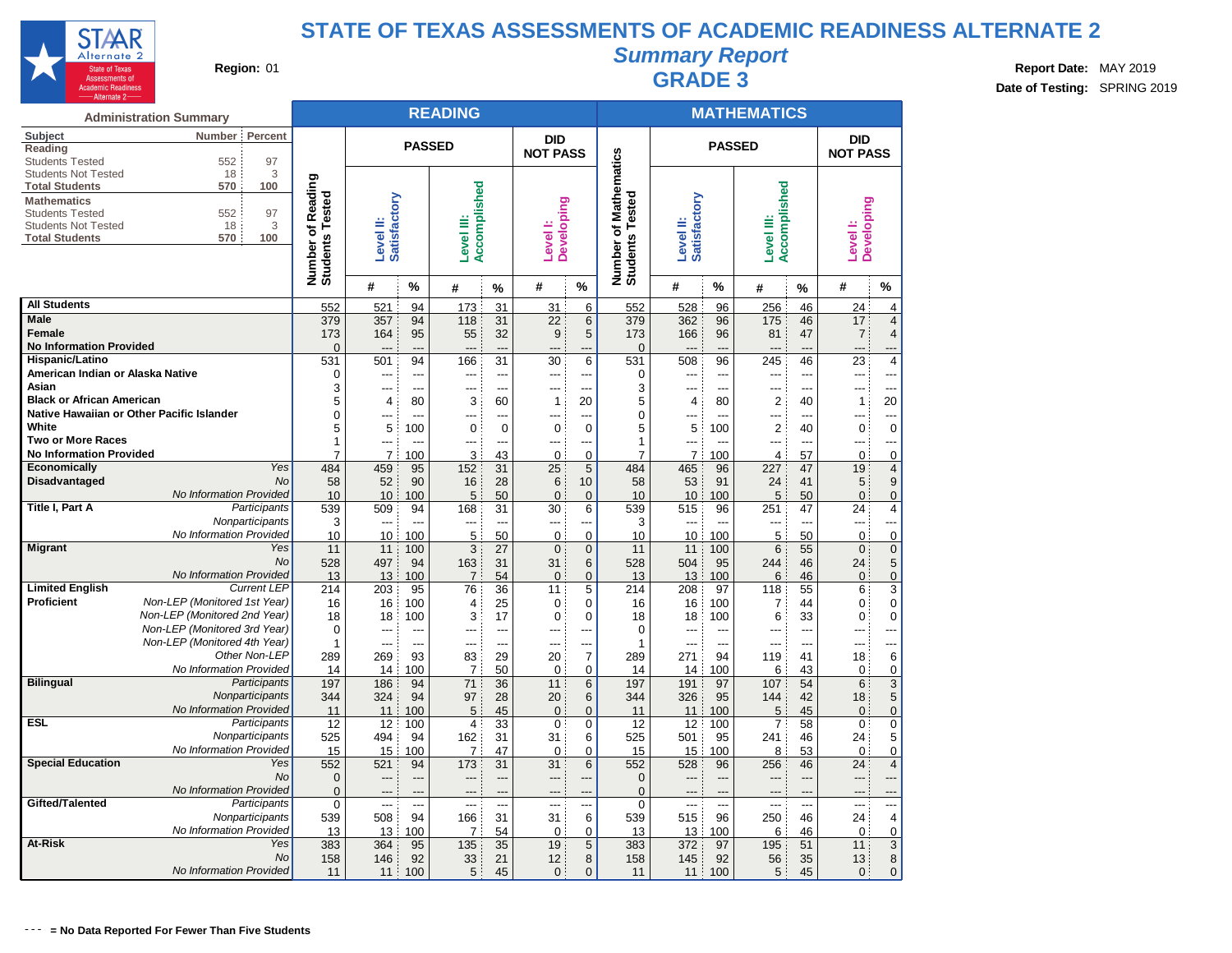# STATE OF TEXAS ASSESSMENTS OF ACADEMIC READINESS ALTERNATE 2

## *Summary Report*

## GRADE 3

**Region:** 01

**Report Date:** MAY 2019

**Date of Testing:** SPRING 2019

### Administration Summary

| Subject | Number | Percent |
|---|---|---|
| **Reading** | | |
| Students Tested | 552 | 97 |
| Students Not Tested | 18 | 3 |
| **Total Students** | **570** | **100** |
| **Mathematics** | | |
| Students Tested | 552 | 97 |
| Students Not Tested | 18 | 3 |
| **Total Students** | **570** | **100** |

| | | READING | | | | | | | MATHEMATICS | | | | | | |
|---|---|---|---|---|---|---|---|---|---|---|---|---|---|---|---|
| | | | PASSED | | | | DID NOT PASS | | | PASSED | | | | DID NOT PASS | |
| | | Number of Reading Students Tested | Level II: Satisfactory | | Level III: Accomplished | | Level I: Developing | | Number of Mathematics Students Tested | Level II: Satisfactory | | Level III: Accomplished | | Level I: Developing | |
| | | | # | % | # | % | # | % | | # | % | # | % | # | % |
| **All Students** | | 552 | 521 | 94 | 173 | 31 | 31 | 6 | 552 | 528 | 96 | 256 | 46 | 24 | 4 |
| **Male** | | 379 | 357 | 94 | 118 | 31 | 22 | 6 | 379 | 362 | 96 | 175 | 46 | 17 | 4 |
| **Female** | | 173 | 164 | 95 | 55 | 32 | 9 | 5 | 173 | 166 | 96 | 81 | 47 | 7 | 4 |
| **No Information Provided** | | 0 | --- | --- | --- | --- | --- | --- | 0 | --- | --- | --- | --- | --- | --- |
| **Hispanic/Latino** | | 531 | 501 | 94 | 166 | 31 | 30 | 6 | 531 | 508 | 96 | 245 | 46 | 23 | 4 |
| **American Indian or Alaska Native** | | 0 | --- | --- | --- | --- | --- | --- | 0 | --- | --- | --- | --- | --- | --- |
| **Asian** | | 3 | --- | --- | --- | --- | --- | --- | 3 | --- | --- | --- | --- | --- | --- |
| **Black or African American** | | 5 | 4 | 80 | 3 | 60 | 1 | 20 | 5 | 4 | 80 | 2 | 40 | 1 | 20 |
| **Native Hawaiian or Other Pacific Islander** | | 0 | --- | --- | --- | --- | --- | --- | 0 | --- | --- | --- | --- | --- | --- |
| **White** | | 5 | 5 | 100 | 0 | 0 | 0 | 0 | 5 | 5 | 100 | 2 | 40 | 0 | 0 |
| **Two or More Races** | | 1 | --- | --- | --- | --- | --- | --- | 1 | --- | --- | --- | --- | --- | --- |
| **No Information Provided** | | 7 | 7 | 100 | 3 | 43 | 0 | 0 | 7 | 7 | 100 | 4 | 57 | 0 | 0 |
| **Economically Disadvantaged** | *Yes* | 484 | 459 | 95 | 152 | 31 | 25 | 5 | 484 | 465 | 96 | 227 | 47 | 19 | 4 |
| | *No* | 58 | 52 | 90 | 16 | 28 | 6 | 10 | 58 | 53 | 91 | 24 | 41 | 5 | 9 |
| | *No Information Provided* | 10 | 10 | 100 | 5 | 50 | 0 | 0 | 10 | 10 | 100 | 5 | 50 | 0 | 0 |
| **Title I, Part A** | *Participants* | 539 | 509 | 94 | 168 | 31 | 30 | 6 | 539 | 515 | 96 | 251 | 47 | 24 | 4 |
| | *Nonparticipants* | 3 | --- | --- | --- | --- | --- | --- | 3 | --- | --- | --- | --- | --- | --- |
| | *No Information Provided* | 10 | 10 | 100 | 5 | 50 | 0 | 0 | 10 | 10 | 100 | 5 | 50 | 0 | 0 |
| **Migrant** | *Yes* | 11 | 11 | 100 | 3 | 27 | 0 | 0 | 11 | 11 | 100 | 6 | 55 | 0 | 0 |
| | *No* | 528 | 497 | 94 | 163 | 31 | 31 | 6 | 528 | 504 | 95 | 244 | 46 | 24 | 5 |
| | *No Information Provided* | 13 | 13 | 100 | 7 | 54 | 0 | 0 | 13 | 13 | 100 | 6 | 46 | 0 | 0 |
| **Limited English Proficient** | *Current LEP* | 214 | 203 | 95 | 76 | 36 | 11 | 5 | 214 | 208 | 97 | 118 | 55 | 6 | 3 |
| | *Non-LEP (Monitored 1st Year)* | 16 | 16 | 100 | 4 | 25 | 0 | 0 | 16 | 16 | 100 | 7 | 44 | 0 | 0 |
| | *Non-LEP (Monitored 2nd Year)* | 18 | 18 | 100 | 3 | 17 | 0 | 0 | 18 | 18 | 100 | 6 | 33 | 0 | 0 |
| | *Non-LEP (Monitored 3rd Year)* | 0 | --- | --- | --- | --- | --- | --- | 0 | --- | --- | --- | --- | --- | --- |
| | *Non-LEP (Monitored 4th Year)* | 1 | --- | --- | --- | --- | --- | --- | 1 | --- | --- | --- | --- | --- | --- |
| | *Other Non-LEP* | 289 | 269 | 93 | 83 | 29 | 20 | 7 | 289 | 271 | 94 | 119 | 41 | 18 | 6 |
| | *No Information Provided* | 14 | 14 | 100 | 7 | 50 | 0 | 0 | 14 | 14 | 100 | 6 | 43 | 0 | 0 |
| **Bilingual** | *Participants* | 197 | 186 | 94 | 71 | 36 | 11 | 6 | 197 | 191 | 97 | 107 | 54 | 6 | 3 |
| | *Nonparticipants* | 344 | 324 | 94 | 97 | 28 | 20 | 6 | 344 | 326 | 95 | 144 | 42 | 18 | 5 |
| | *No Information Provided* | 11 | 11 | 100 | 5 | 45 | 0 | 0 | 11 | 11 | 100 | 5 | 45 | 0 | 0 |
| **ESL** | *Participants* | 12 | 12 | 100 | 4 | 33 | 0 | 0 | 12 | 12 | 100 | 7 | 58 | 0 | 0 |
| | *Nonparticipants* | 525 | 494 | 94 | 162 | 31 | 31 | 6 | 525 | 501 | 95 | 241 | 46 | 24 | 5 |
| | *No Information Provided* | 15 | 15 | 100 | 7 | 47 | 0 | 0 | 15 | 15 | 100 | 8 | 53 | 0 | 0 |
| **Special Education** | *Yes* | 552 | 521 | 94 | 173 | 31 | 31 | 6 | 552 | 528 | 96 | 256 | 46 | 24 | 4 |
| | *No* | 0 | --- | --- | --- | --- | --- | --- | 0 | --- | --- | --- | --- | --- | --- |
| | *No Information Provided* | 0 | --- | --- | --- | --- | --- | --- | 0 | --- | --- | --- | --- | --- | --- |
| **Gifted/Talented** | *Participants* | 0 | --- | --- | --- | --- | --- | --- | 0 | --- | --- | --- | --- | --- | --- |
| | *Nonparticipants* | 539 | 508 | 94 | 166 | 31 | 31 | 6 | 539 | 515 | 96 | 250 | 46 | 24 | 4 |
| | *No Information Provided* | 13 | 13 | 100 | 7 | 54 | 0 | 0 | 13 | 13 | 100 | 6 | 46 | 0 | 0 |
| **At-Risk** | *Yes* | 383 | 364 | 95 | 135 | 35 | 19 | 5 | 383 | 372 | 97 | 195 | 51 | 11 | 3 |
| | *No* | 158 | 146 | 92 | 33 | 21 | 12 | 8 | 158 | 145 | 92 | 56 | 35 | 13 | 8 |
| | *No Information Provided* | 11 | 11 | 100 | 5 | 45 | 0 | 0 | 11 | 11 | 100 | 5 | 45 | 0 | 0 |

**--- = No Data Reported For Fewer Than Five Students**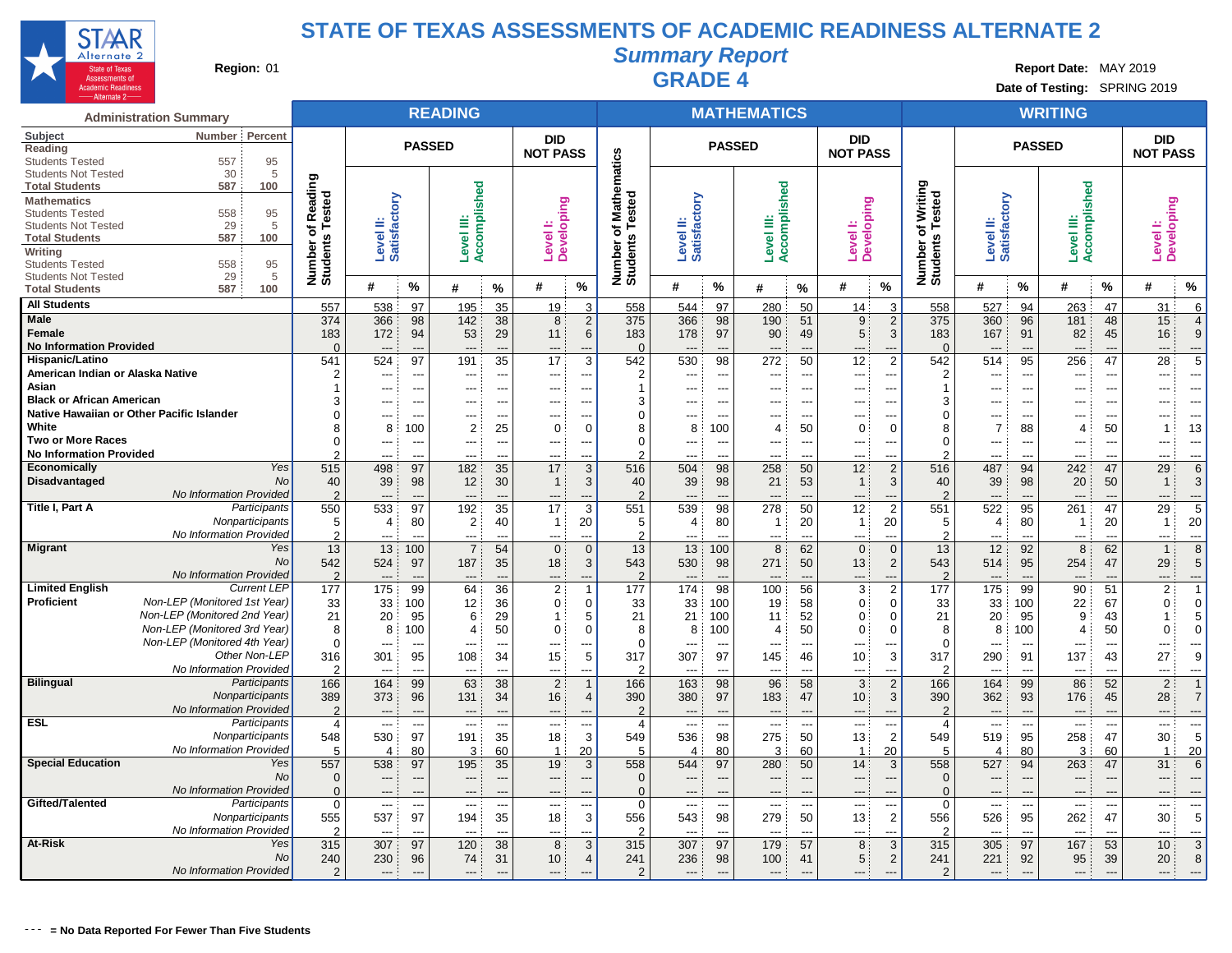# STATE OF TEXAS ASSESSMENTS OF ACADEMIC READINESS ALTERNATE 2

## Summary Report

## GRADE 4

**Region:** 01

**Report Date:** MAY 2019

**Date of Testing:** SPRING 2019

### Administration Summary

| Subject | Number | Percent |
|---|---|---|
| **Reading** | | |
| Students Tested | 557 | 95 |
| Students Not Tested | 30 | 5 |
| **Total Students** | **587** | **100** |
| **Mathematics** | | |
| Students Tested | 558 | 95 |
| Students Not Tested | 29 | 5 |
| **Total Students** | **587** | **100** |
| **Writing** | | |
| Students Tested | 558 | 95 |
| Students Not Tested | 29 | 5 |
| **Total Students** | **587** | **100** |

| | | READING | | | | | | | MATHEMATICS | | | | | | | WRITING | | | | | | |
|---|---|---|---|---|---|---|---|---|---|---|---|---|---|---|---|---|---|---|---|---|---|---|
| | | Number of Reading Students Tested | PASSED | | | | DID NOT PASS | | Number of Mathematics Students Tested | PASSED | | | | DID NOT PASS | | Number of Writing Students Tested | PASSED | | | | DID NOT PASS | |
| | | | Level II: Satisfactory | | Level III: Accomplished | | Level I: Developing | | | Level II: Satisfactory | | Level III: Accomplished | | Level I: Developing | | | Level II: Satisfactory | | Level III: Accomplished | | Level I: Developing | |
| | | | # | % | # | % | # | % | | # | % | # | % | # | % | | # | % | # | % | # | % |
| **All Students** | | 557 | 538 | 97 | 195 | 35 | 19 | 3 | 558 | 544 | 97 | 280 | 50 | 14 | 3 | 558 | 527 | 94 | 263 | 47 | 31 | 6 |
| **Male** | | 374 | 366 | 98 | 142 | 38 | 8 | 2 | 375 | 366 | 98 | 190 | 51 | 9 | 2 | 375 | 360 | 96 | 181 | 48 | 15 | 4 |
| **Female** | | 183 | 172 | 94 | 53 | 29 | 11 | 6 | 183 | 178 | 97 | 90 | 49 | 5 | 3 | 183 | 167 | 91 | 82 | 45 | 16 | 9 |
| **No Information Provided** | | 0 | --- | --- | --- | --- | --- | --- | 0 | --- | --- | --- | --- | --- | --- | 0 | --- | --- | --- | --- | --- | --- |
| **Hispanic/Latino** | | 541 | 524 | 97 | 191 | 35 | 17 | 3 | 542 | 530 | 98 | 272 | 50 | 12 | 2 | 542 | 514 | 95 | 256 | 47 | 28 | 5 |
| **American Indian or Alaska Native** | | 2 | --- | --- | --- | --- | --- | --- | 2 | --- | --- | --- | --- | --- | --- | 2 | --- | --- | --- | --- | --- | --- |
| **Asian** | | 1 | --- | --- | --- | --- | --- | --- | 1 | --- | --- | --- | --- | --- | --- | 1 | --- | --- | --- | --- | --- | --- |
| **Black or African American** | | 3 | --- | --- | --- | --- | --- | --- | 3 | --- | --- | --- | --- | --- | --- | 3 | --- | --- | --- | --- | --- | --- |
| **Native Hawaiian or Other Pacific Islander** | | 0 | --- | --- | --- | --- | --- | --- | 0 | --- | --- | --- | --- | --- | --- | 0 | --- | --- | --- | --- | --- | --- |
| **White** | | 8 | 8 | 100 | 2 | 25 | 0 | 0 | 8 | 8 | 100 | 4 | 50 | 0 | 0 | 8 | 7 | 88 | 4 | 50 | 1 | 13 |
| **Two or More Races** | | 0 | --- | --- | --- | --- | --- | --- | 0 | --- | --- | --- | --- | --- | --- | 0 | --- | --- | --- | --- | --- | --- |
| **No Information Provided** | | 2 | --- | --- | --- | --- | --- | --- | 2 | --- | --- | --- | --- | --- | --- | 2 | --- | --- | --- | --- | --- | --- |
| **Economically Disadvantaged** | *Yes* | 515 | 498 | 97 | 182 | 35 | 17 | 3 | 516 | 504 | 98 | 258 | 50 | 12 | 2 | 516 | 487 | 94 | 242 | 47 | 29 | 6 |
| | *No* | 40 | 39 | 98 | 12 | 30 | 1 | 3 | 40 | 39 | 98 | 21 | 53 | 1 | 3 | 40 | 39 | 98 | 20 | 50 | 1 | 3 |
| | *No Information Provided* | 2 | --- | --- | --- | --- | --- | --- | 2 | --- | --- | --- | --- | --- | --- | 2 | --- | --- | --- | --- | --- | --- |
| **Title I, Part A** | *Participants* | 550 | 533 | 97 | 192 | 35 | 17 | 3 | 551 | 539 | 98 | 278 | 50 | 12 | 2 | 551 | 522 | 95 | 261 | 47 | 29 | 5 |
| | *Nonparticipants* | 5 | 4 | 80 | 2 | 40 | 1 | 20 | 5 | 4 | 80 | 1 | 20 | 1 | 20 | 5 | 4 | 80 | 1 | 20 | 1 | 20 |
| | *No Information Provided* | 2 | --- | --- | --- | --- | --- | --- | 2 | --- | --- | --- | --- | --- | --- | 2 | --- | --- | --- | --- | --- | --- |
| **Migrant** | *Yes* | 13 | 13 | 100 | 7 | 54 | 0 | 0 | 13 | 13 | 100 | 8 | 62 | 0 | 0 | 13 | 12 | 92 | 8 | 62 | 1 | 8 |
| | *No* | 542 | 524 | 97 | 187 | 35 | 18 | 3 | 543 | 530 | 98 | 271 | 50 | 13 | 2 | 543 | 514 | 95 | 254 | 47 | 29 | 5 |
| | *No Information Provided* | 2 | --- | --- | --- | --- | --- | --- | 2 | --- | --- | --- | --- | --- | --- | 2 | --- | --- | --- | --- | --- | --- |
| **Limited English Proficient** | *Current LEP* | 177 | 175 | 99 | 64 | 36 | 2 | 1 | 177 | 174 | 98 | 100 | 56 | 3 | 2 | 177 | 175 | 99 | 90 | 51 | 2 | 1 |
| | *Non-LEP (Monitored 1st Year)* | 33 | 33 | 100 | 12 | 36 | 0 | 0 | 33 | 33 | 100 | 19 | 58 | 0 | 0 | 33 | 33 | 100 | 22 | 67 | 0 | 0 |
| | *Non-LEP (Monitored 2nd Year)* | 21 | 20 | 95 | 6 | 29 | 1 | 5 | 21 | 21 | 100 | 11 | 52 | 0 | 0 | 21 | 20 | 95 | 9 | 43 | 1 | 5 |
| | *Non-LEP (Monitored 3rd Year)* | 8 | 8 | 100 | 4 | 50 | 0 | 0 | 8 | 8 | 100 | 4 | 50 | 0 | 0 | 8 | 8 | 100 | 4 | 50 | 0 | 0 |
| | *Non-LEP (Monitored 4th Year)* | 0 | --- | --- | --- | --- | --- | --- | 0 | --- | --- | --- | --- | --- | --- | 0 | --- | --- | --- | --- | --- | --- |
| | *Other Non-LEP* | 316 | 301 | 95 | 108 | 34 | 15 | 5 | 317 | 307 | 97 | 145 | 46 | 10 | 3 | 317 | 290 | 91 | 137 | 43 | 27 | 9 |
| | *No Information Provided* | 2 | --- | --- | --- | --- | --- | --- | 2 | --- | --- | --- | --- | --- | --- | 2 | --- | --- | --- | --- | --- | --- |
| **Bilingual** | *Participants* | 166 | 164 | 99 | 63 | 38 | 2 | 1 | 166 | 163 | 98 | 96 | 58 | 3 | 2 | 166 | 164 | 99 | 86 | 52 | 2 | 1 |
| | *Nonparticipants* | 389 | 373 | 96 | 131 | 34 | 16 | 4 | 390 | 380 | 97 | 183 | 47 | 10 | 3 | 390 | 362 | 93 | 176 | 45 | 28 | 7 |
| | *No Information Provided* | 2 | --- | --- | --- | --- | --- | --- | 2 | --- | --- | --- | --- | --- | --- | 2 | --- | --- | --- | --- | --- | --- |
| **ESL** | *Participants* | 4 | --- | --- | --- | --- | --- | --- | 4 | --- | --- | --- | --- | --- | --- | 4 | --- | --- | --- | --- | --- | --- |
| | *Nonparticipants* | 548 | 530 | 97 | 191 | 35 | 18 | 3 | 549 | 536 | 98 | 275 | 50 | 13 | 2 | 549 | 519 | 95 | 258 | 47 | 30 | 5 |
| | *No Information Provided* | 5 | 4 | 80 | 3 | 60 | 1 | 20 | 5 | 4 | 80 | 3 | 60 | 1 | 20 | 5 | 4 | 80 | 3 | 60 | 1 | 20 |
| **Special Education** | *Yes* | 557 | 538 | 97 | 195 | 35 | 19 | 3 | 558 | 544 | 97 | 280 | 50 | 14 | 3 | 558 | 527 | 94 | 263 | 47 | 31 | 6 |
| | *No* | 0 | --- | --- | --- | --- | --- | --- | 0 | --- | --- | --- | --- | --- | --- | 0 | --- | --- | --- | --- | --- | --- |
| | *No Information Provided* | 0 | --- | --- | --- | --- | --- | --- | 0 | --- | --- | --- | --- | --- | --- | 0 | --- | --- | --- | --- | --- | --- |
| **Gifted/Talented** | *Participants* | 0 | --- | --- | --- | --- | --- | --- | 0 | --- | --- | --- | --- | --- | --- | 0 | --- | --- | --- | --- | --- | --- |
| | *Nonparticipants* | 555 | 537 | 97 | 194 | 35 | 18 | 3 | 556 | 543 | 98 | 279 | 50 | 13 | 2 | 556 | 526 | 95 | 262 | 47 | 30 | 5 |
| | *No Information Provided* | 2 | --- | --- | --- | --- | --- | --- | 2 | --- | --- | --- | --- | --- | --- | 2 | --- | --- | --- | --- | --- | --- |
| **At-Risk** | *Yes* | 315 | 307 | 97 | 120 | 38 | 8 | 3 | 315 | 307 | 97 | 179 | 57 | 8 | 3 | 315 | 305 | 97 | 167 | 53 | 10 | 3 |
| | *No* | 240 | 230 | 96 | 74 | 31 | 10 | 4 | 241 | 236 | 98 | 100 | 41 | 5 | 2 | 241 | 221 | 92 | 95 | 39 | 20 | 8 |
| | *No Information Provided* | 2 | --- | --- | --- | --- | --- | --- | 2 | --- | --- | --- | --- | --- | --- | 2 | --- | --- | --- | --- | --- | --- |

**--- = No Data Reported For Fewer Than Five Students**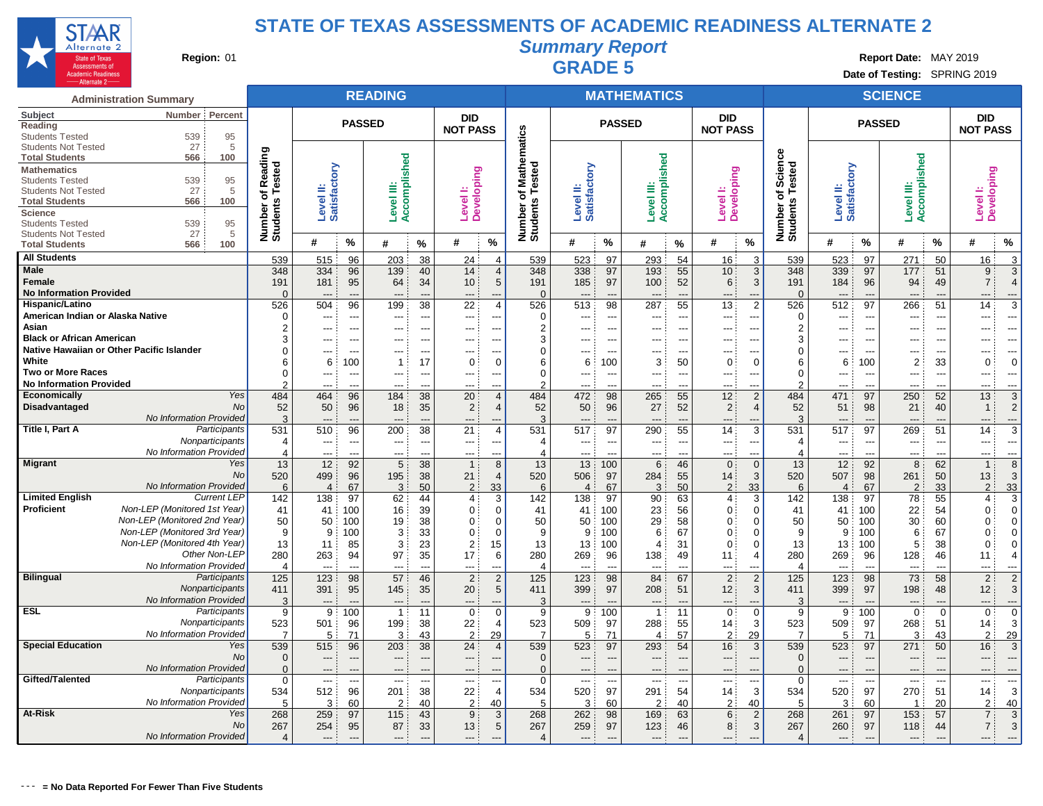# STATE OF TEXAS ASSESSMENTS OF ACADEMIC READINESS ALTERNATE 2

## Summary Report

## GRADE 5

**Region:** 01

**Report Date:** MAY 2019

**Date of Testing:** SPRING 2019

### Administration Summary

| Subject | Number | Percent |
|---|---|---|
| **Reading** | | |
| Students Tested | 539 | 95 |
| Students Not Tested | 27 | 5 |
| **Total Students** | **566** | **100** |
| **Mathematics** | | |
| Students Tested | 539 | 95 |
| Students Not Tested | 27 | 5 |
| **Total Students** | **566** | **100** |
| **Science** | | |
| Students Tested | 539 | 95 |
| Students Not Tested | 27 | 5 |
| **Total Students** | **566** | **100** |

| | | READING | | | | | | | MATHEMATICS | | | | | | | SCIENCE | | | | | | |
|---|---|---|---|---|---|---|---|---|---|---|---|---|---|---|---|---|---|---|---|---|---|---|
| | | Number of Reading Students Tested | PASSED | | | | DID NOT PASS | | Number of Mathematics Students Tested | PASSED | | | | DID NOT PASS | | Number of Science Students Tested | PASSED | | | | DID NOT PASS | |
| | | | Level II: Satisfactory | | Level III: Accomplished | | Level I: Developing | | | Level II: Satisfactory | | Level III: Accomplished | | Level I: Developing | | | Level II: Satisfactory | | Level III: Accomplished | | Level I: Developing | |
| | | | # | % | # | % | # | % | | # | % | # | % | # | % | | # | % | # | % | # | % |
| **All Students** | | 539 | 515 | 96 | 203 | 38 | 24 | 4 | 539 | 523 | 97 | 293 | 54 | 16 | 3 | 539 | 523 | 97 | 271 | 50 | 16 | 3 |
| **Male** | | 348 | 334 | 96 | 139 | 40 | 14 | 4 | 348 | 338 | 97 | 193 | 55 | 10 | 3 | 348 | 339 | 97 | 177 | 51 | 9 | 3 |
| **Female** | | 191 | 181 | 95 | 64 | 34 | 10 | 5 | 191 | 185 | 97 | 100 | 52 | 6 | 3 | 191 | 184 | 96 | 94 | 49 | 7 | 4 |
| **No Information Provided** | | 0 | --- | --- | --- | --- | --- | --- | 0 | --- | --- | --- | --- | --- | --- | 0 | --- | --- | --- | --- | --- | --- |
| **Hispanic/Latino** | | 526 | 504 | 96 | 199 | 38 | 22 | 4 | 526 | 513 | 98 | 287 | 55 | 13 | 2 | 526 | 512 | 97 | 266 | 51 | 14 | 3 |
| **American Indian or Alaska Native** | | 0 | --- | --- | --- | --- | --- | --- | 0 | --- | --- | --- | --- | --- | --- | 0 | --- | --- | --- | --- | --- | --- |
| **Asian** | | 2 | --- | --- | --- | --- | --- | --- | 2 | --- | --- | --- | --- | --- | --- | 2 | --- | --- | --- | --- | --- | --- |
| **Black or African American** | | 3 | --- | --- | --- | --- | --- | --- | 3 | --- | --- | --- | --- | --- | --- | 3 | --- | --- | --- | --- | --- | --- |
| **Native Hawaiian or Other Pacific Islander** | | 0 | --- | --- | --- | --- | --- | --- | 0 | --- | --- | --- | --- | --- | --- | 0 | --- | --- | --- | --- | --- | --- |
| **White** | | 6 | 6 | 100 | 1 | 17 | 0 | 0 | 6 | 6 | 100 | 3 | 50 | 0 | 0 | 6 | 6 | 100 | 2 | 33 | 0 | 0 |
| **Two or More Races** | | 0 | --- | --- | --- | --- | --- | --- | 0 | --- | --- | --- | --- | --- | --- | 0 | --- | --- | --- | --- | --- | --- |
| **No Information Provided** | | 2 | --- | --- | --- | --- | --- | --- | 2 | --- | --- | --- | --- | --- | --- | 2 | --- | --- | --- | --- | --- | --- |
| **Economically Disadvantaged** | *Yes* | 484 | 464 | 96 | 184 | 38 | 20 | 4 | 484 | 472 | 98 | 265 | 55 | 12 | 2 | 484 | 471 | 97 | 250 | 52 | 13 | 3 |
| | *No* | 52 | 50 | 96 | 18 | 35 | 2 | 4 | 52 | 50 | 96 | 27 | 52 | 2 | 4 | 52 | 51 | 98 | 21 | 40 | 1 | 2 |
| | *No Information Provided* | 3 | --- | --- | --- | --- | --- | --- | 3 | --- | --- | --- | --- | --- | --- | 3 | --- | --- | --- | --- | --- | --- |
| **Title I, Part A** | *Participants* | 531 | 510 | 96 | 200 | 38 | 21 | 4 | 531 | 517 | 97 | 290 | 55 | 14 | 3 | 531 | 517 | 97 | 269 | 51 | 14 | 3 |
| | *Nonparticipants* | 4 | --- | --- | --- | --- | --- | --- | 4 | --- | --- | --- | --- | --- | --- | 4 | --- | --- | --- | --- | --- | --- |
| | *No Information Provided* | 4 | --- | --- | --- | --- | --- | --- | 4 | --- | --- | --- | --- | --- | --- | 4 | --- | --- | --- | --- | --- | --- |
| **Migrant** | *Yes* | 13 | 12 | 92 | 5 | 38 | 1 | 8 | 13 | 13 | 100 | 6 | 46 | 0 | 0 | 13 | 12 | 92 | 8 | 62 | 1 | 8 |
| | *No* | 520 | 499 | 96 | 195 | 38 | 21 | 4 | 520 | 506 | 97 | 284 | 55 | 14 | 3 | 520 | 507 | 98 | 261 | 50 | 13 | 3 |
| | *No Information Provided* | 6 | 4 | 67 | 3 | 50 | 2 | 33 | 6 | 4 | 67 | 3 | 50 | 2 | 33 | 6 | 4 | 67 | 2 | 33 | 2 | 33 |
| **Limited English Proficient** | *Current LEP* | 142 | 138 | 97 | 62 | 44 | 4 | 3 | 142 | 138 | 97 | 90 | 63 | 4 | 3 | 142 | 138 | 97 | 78 | 55 | 4 | 3 |
| | *Non-LEP (Monitored 1st Year)* | 41 | 41 | 100 | 16 | 39 | 0 | 0 | 41 | 41 | 100 | 23 | 56 | 0 | 0 | 41 | 41 | 100 | 22 | 54 | 0 | 0 |
| | *Non-LEP (Monitored 2nd Year)* | 50 | 50 | 100 | 19 | 38 | 0 | 0 | 50 | 50 | 100 | 29 | 58 | 0 | 0 | 50 | 50 | 100 | 30 | 60 | 0 | 0 |
| | *Non-LEP (Monitored 3rd Year)* | 9 | 9 | 100 | 3 | 33 | 0 | 0 | 9 | 9 | 100 | 6 | 67 | 0 | 0 | 9 | 9 | 100 | 6 | 67 | 0 | 0 |
| | *Non-LEP (Monitored 4th Year)* | 13 | 11 | 85 | 3 | 23 | 2 | 15 | 13 | 13 | 100 | 4 | 31 | 0 | 0 | 13 | 13 | 100 | 5 | 38 | 0 | 0 |
| | *Other Non-LEP* | 280 | 263 | 94 | 97 | 35 | 17 | 6 | 280 | 269 | 96 | 138 | 49 | 11 | 4 | 280 | 269 | 96 | 128 | 46 | 11 | 4 |
| | *No Information Provided* | 4 | --- | --- | --- | --- | --- | --- | 4 | --- | --- | --- | --- | --- | --- | 4 | --- | --- | --- | --- | --- | --- |
| **Bilingual** | *Participants* | 125 | 123 | 98 | 57 | 46 | 2 | 2 | 125 | 123 | 98 | 84 | 67 | 2 | 2 | 125 | 123 | 98 | 73 | 58 | 2 | 2 |
| | *Nonparticipants* | 411 | 391 | 95 | 145 | 35 | 20 | 5 | 411 | 399 | 97 | 208 | 51 | 12 | 3 | 411 | 399 | 97 | 198 | 48 | 12 | 3 |
| | *No Information Provided* | 3 | --- | --- | --- | --- | --- | --- | 3 | --- | --- | --- | --- | --- | --- | 3 | --- | --- | --- | --- | --- | --- |
| **ESL** | *Participants* | 9 | 9 | 100 | 1 | 11 | 0 | 0 | 9 | 9 | 100 | 1 | 11 | 0 | 0 | 9 | 9 | 100 | 0 | 0 | 0 | 0 |
| | *Nonparticipants* | 523 | 501 | 96 | 199 | 38 | 22 | 4 | 523 | 509 | 97 | 288 | 55 | 14 | 3 | 523 | 509 | 97 | 268 | 51 | 14 | 3 |
| | *No Information Provided* | 7 | 5 | 71 | 3 | 43 | 2 | 29 | 7 | 5 | 71 | 4 | 57 | 2 | 29 | 7 | 5 | 71 | 3 | 43 | 2 | 29 |
| **Special Education** | *Yes* | 539 | 515 | 96 | 203 | 38 | 24 | 4 | 539 | 523 | 97 | 293 | 54 | 16 | 3 | 539 | 523 | 97 | 271 | 50 | 16 | 3 |
| | *No* | 0 | --- | --- | --- | --- | --- | --- | 0 | --- | --- | --- | --- | --- | --- | 0 | --- | --- | --- | --- | --- | --- |
| | *No Information Provided* | 0 | --- | --- | --- | --- | --- | --- | 0 | --- | --- | --- | --- | --- | --- | 0 | --- | --- | --- | --- | --- | --- |
| **Gifted/Talented** | *Participants* | 0 | --- | --- | --- | --- | --- | --- | 0 | --- | --- | --- | --- | --- | --- | 0 | --- | --- | --- | --- | --- | --- |
| | *Nonparticipants* | 534 | 512 | 96 | 201 | 38 | 22 | 4 | 534 | 520 | 97 | 291 | 54 | 14 | 3 | 534 | 520 | 97 | 270 | 51 | 14 | 3 |
| | *No Information Provided* | 5 | 3 | 60 | 2 | 40 | 2 | 40 | 5 | 3 | 60 | 2 | 40 | 2 | 40 | 5 | 3 | 60 | 1 | 20 | 2 | 40 |
| **At-Risk** | *Yes* | 268 | 259 | 97 | 115 | 43 | 9 | 3 | 268 | 262 | 98 | 169 | 63 | 6 | 2 | 268 | 261 | 97 | 153 | 57 | 7 | 3 |
| | *No* | 267 | 254 | 95 | 87 | 33 | 13 | 5 | 267 | 259 | 97 | 123 | 46 | 8 | 3 | 267 | 260 | 97 | 118 | 44 | 7 | 3 |
| | *No Information Provided* | 4 | --- | --- | --- | --- | --- | --- | 4 | --- | --- | --- | --- | --- | --- | 4 | --- | --- | --- | --- | --- | --- |

**--- = No Data Reported For Fewer Than Five Students**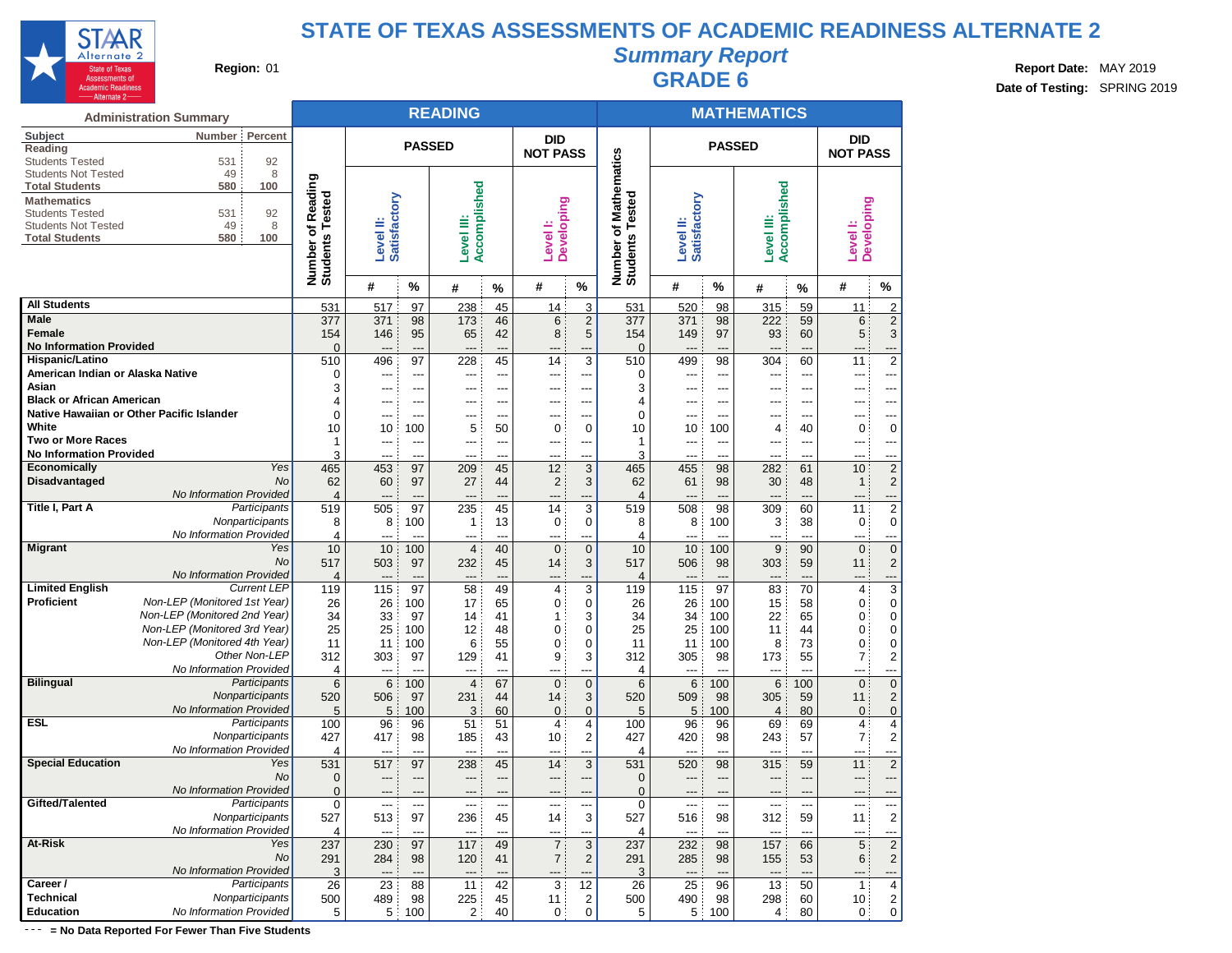# STATE OF TEXAS ASSESSMENTS OF ACADEMIC READINESS ALTERNATE 2

## *Summary Report*

## GRADE 6

**Region:** 01

**Report Date:** MAY 2019

**Date of Testing:** SPRING 2019

### Administration Summary

| Subject | Number | Percent |
|---|---|---|
| **Reading** | | |
| Students Tested | 531 | 92 |
| Students Not Tested | 49 | 8 |
| **Total Students** | **580** | **100** |
| **Mathematics** | | |
| Students Tested | 531 | 92 |
| Students Not Tested | 49 | 8 |
| **Total Students** | **580** | **100** |

| | | READING | | | | | | | MATHEMATICS | | | | | | |
|---|---|---|---|---|---|---|---|---|---|---|---|---|---|---|---|
| | | | PASSED | | | DID NOT PASS | | | | PASSED | | | | DID NOT PASS | |
| | | Number of Reading Students Tested | Level II: Satisfactory | | Level III: Accomplished | | Level I: Developing | | Number of Mathematics Students Tested | Level II: Satisfactory | | Level III: Accomplished | | Level I: Developing | |
| | | | # | % | # | % | # | % | | # | % | # | % | # | % |
| **All Students** | | 531 | 517 | 97 | 238 | 45 | 14 | 3 | 531 | 520 | 98 | 315 | 59 | 11 | 2 |
| **Male** | | 377 | 371 | 98 | 173 | 46 | 6 | 2 | 377 | 371 | 98 | 222 | 59 | 6 | 2 |
| **Female** | | 154 | 146 | 95 | 65 | 42 | 8 | 5 | 154 | 149 | 97 | 93 | 60 | 5 | 3 |
| **No Information Provided** | | 0 | --- | --- | --- | --- | --- | --- | 0 | --- | --- | --- | --- | --- | --- |
| **Hispanic/Latino** | | 510 | 496 | 97 | 228 | 45 | 14 | 3 | 510 | 499 | 98 | 304 | 60 | 11 | 2 |
| **American Indian or Alaska Native** | | 0 | --- | --- | --- | --- | --- | --- | 0 | --- | --- | --- | --- | --- | --- |
| **Asian** | | 3 | --- | --- | --- | --- | --- | --- | 3 | --- | --- | --- | --- | --- | --- |
| **Black or African American** | | 4 | --- | --- | --- | --- | --- | --- | 4 | --- | --- | --- | --- | --- | --- |
| **Native Hawaiian or Other Pacific Islander** | | 0 | --- | --- | --- | --- | --- | --- | 0 | --- | --- | --- | --- | --- | --- |
| **White** | | 10 | 10 | 100 | 5 | 50 | 0 | 0 | 10 | 10 | 100 | 4 | 40 | 0 | 0 |
| **Two or More Races** | | 1 | --- | --- | --- | --- | --- | --- | 1 | --- | --- | --- | --- | --- | --- |
| **No Information Provided** | | 3 | --- | --- | --- | --- | --- | --- | 3 | --- | --- | --- | --- | --- | --- |
| **Economically Disadvantaged** | *Yes* | 465 | 453 | 97 | 209 | 45 | 12 | 3 | 465 | 455 | 98 | 282 | 61 | 10 | 2 |
| | *No* | 62 | 60 | 97 | 27 | 44 | 2 | 3 | 62 | 61 | 98 | 30 | 48 | 1 | 2 |
| | *No Information Provided* | 4 | --- | --- | --- | --- | --- | --- | 4 | --- | --- | --- | --- | --- | --- |
| **Title I, Part A** | *Participants* | 519 | 505 | 97 | 235 | 45 | 14 | 3 | 519 | 508 | 98 | 309 | 60 | 11 | 2 |
| | *Nonparticipants* | 8 | 8 | 100 | 1 | 13 | 0 | 0 | 8 | 8 | 100 | 3 | 38 | 0 | 0 |
| | *No Information Provided* | 4 | --- | --- | --- | --- | --- | --- | 4 | --- | --- | --- | --- | --- | --- |
| **Migrant** | *Yes* | 10 | 10 | 100 | 4 | 40 | 0 | 0 | 10 | 10 | 100 | 9 | 90 | 0 | 0 |
| | *No* | 517 | 503 | 97 | 232 | 45 | 14 | 3 | 517 | 506 | 98 | 303 | 59 | 11 | 2 |
| | *No Information Provided* | 4 | --- | --- | --- | --- | --- | --- | 4 | --- | --- | --- | --- | --- | --- |
| **Limited English Proficient** | *Current LEP* | 119 | 115 | 97 | 58 | 49 | 4 | 3 | 119 | 115 | 97 | 83 | 70 | 4 | 3 |
| | *Non-LEP (Monitored 1st Year)* | 26 | 26 | 100 | 17 | 65 | 0 | 0 | 26 | 26 | 100 | 15 | 58 | 0 | 0 |
| | *Non-LEP (Monitored 2nd Year)* | 34 | 33 | 97 | 14 | 41 | 1 | 3 | 34 | 34 | 100 | 22 | 65 | 0 | 0 |
| | *Non-LEP (Monitored 3rd Year)* | 25 | 25 | 100 | 12 | 48 | 0 | 0 | 25 | 25 | 100 | 11 | 44 | 0 | 0 |
| | *Non-LEP (Monitored 4th Year)* | 11 | 11 | 100 | 6 | 55 | 0 | 0 | 11 | 11 | 100 | 8 | 73 | 0 | 0 |
| | *Other Non-LEP* | 312 | 303 | 97 | 129 | 41 | 9 | 3 | 312 | 305 | 98 | 173 | 55 | 7 | 2 |
| | *No Information Provided* | 4 | --- | --- | --- | --- | --- | --- | 4 | --- | --- | --- | --- | --- | --- |
| **Bilingual** | *Participants* | 6 | 6 | 100 | 4 | 67 | 0 | 0 | 6 | 6 | 100 | 6 | 100 | 0 | 0 |
| | *Nonparticipants* | 520 | 506 | 97 | 231 | 44 | 14 | 3 | 520 | 509 | 98 | 305 | 59 | 11 | 2 |
| | *No Information Provided* | 5 | 5 | 100 | 3 | 60 | 0 | 0 | 5 | 5 | 100 | 4 | 80 | 0 | 0 |
| **ESL** | *Participants* | 100 | 96 | 96 | 51 | 51 | 4 | 4 | 100 | 96 | 96 | 69 | 69 | 4 | 4 |
| | *Nonparticipants* | 427 | 417 | 98 | 185 | 43 | 10 | 2 | 427 | 420 | 98 | 243 | 57 | 7 | 2 |
| | *No Information Provided* | 4 | --- | --- | --- | --- | --- | --- | 4 | --- | --- | --- | --- | --- | --- |
| **Special Education** | *Yes* | 531 | 517 | 97 | 238 | 45 | 14 | 3 | 531 | 520 | 98 | 315 | 59 | 11 | 2 |
| | *No* | 0 | --- | --- | --- | --- | --- | --- | 0 | --- | --- | --- | --- | --- | --- |
| | *No Information Provided* | 0 | --- | --- | --- | --- | --- | --- | 0 | --- | --- | --- | --- | --- | --- |
| **Gifted/Talented** | *Participants* | 0 | --- | --- | --- | --- | --- | --- | 0 | --- | --- | --- | --- | --- | --- |
| | *Nonparticipants* | 527 | 513 | 97 | 236 | 45 | 14 | 3 | 527 | 516 | 98 | 312 | 59 | 11 | 2 |
| | *No Information Provided* | 4 | --- | --- | --- | --- | --- | --- | 4 | --- | --- | --- | --- | --- | --- |
| **At-Risk** | *Yes* | 237 | 230 | 97 | 117 | 49 | 7 | 3 | 237 | 232 | 98 | 157 | 66 | 5 | 2 |
| | *No* | 291 | 284 | 98 | 120 | 41 | 7 | 2 | 291 | 285 | 98 | 155 | 53 | 6 | 2 |
| | *No Information Provided* | 3 | --- | --- | --- | --- | --- | --- | 3 | --- | --- | --- | --- | --- | --- |
| **Career / Technical Education** | *Participants* | 26 | 23 | 88 | 11 | 42 | 3 | 12 | 26 | 25 | 96 | 13 | 50 | 1 | 4 |
| | *Nonparticipants* | 500 | 489 | 98 | 225 | 45 | 11 | 2 | 500 | 490 | 98 | 298 | 60 | 10 | 2 |
| | *No Information Provided* | 5 | 5 | 100 | 2 | 40 | 0 | 0 | 5 | 5 | 100 | 4 | 80 | 0 | 0 |

--- = No Data Reported For Fewer Than Five Students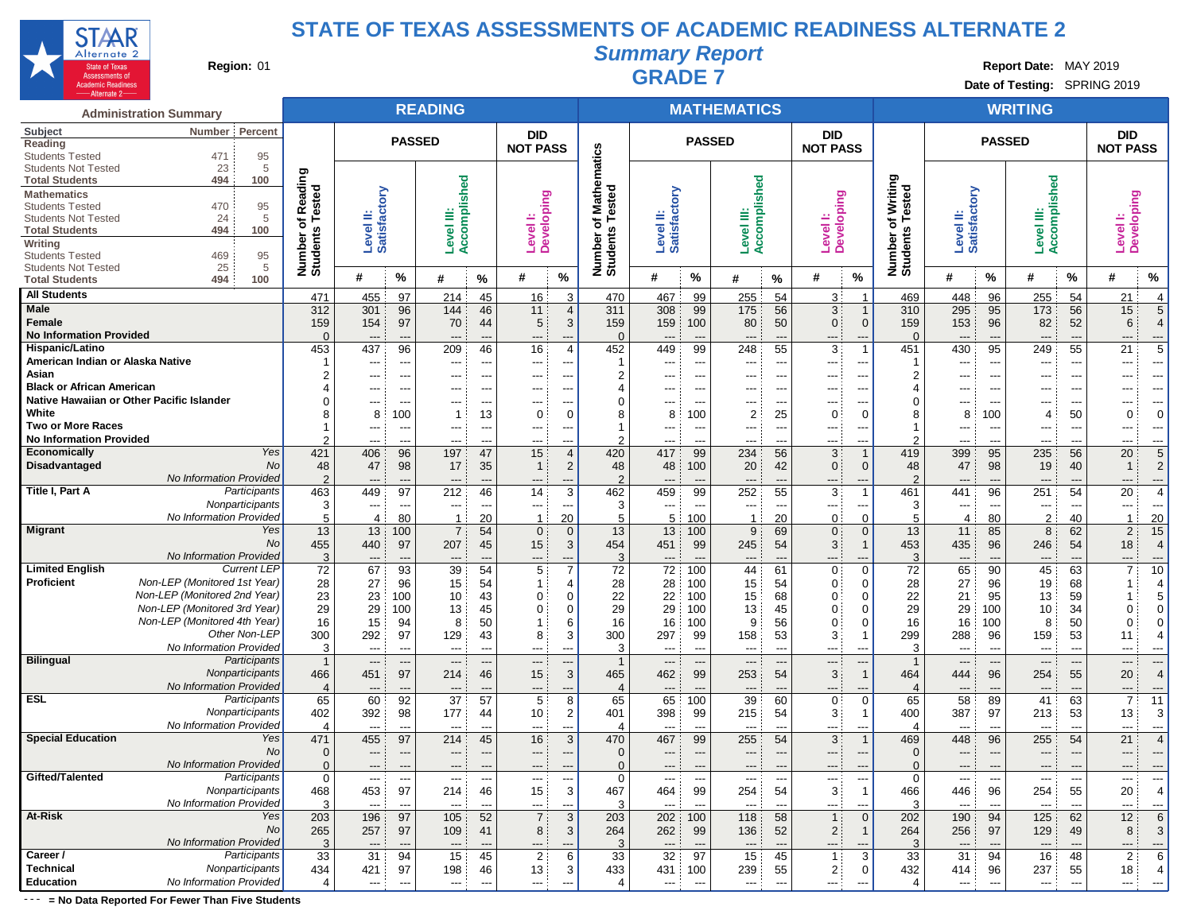# STATE OF TEXAS ASSESSMENTS OF ACADEMIC READINESS ALTERNATE 2

## *Summary Report*

## GRADE 7

**Region:** 01

**Report Date:** MAY 2019

**Date of Testing:** SPRING 2019

### Administration Summary

| Subject | Number | Percent |
|---|---|---|
| **Reading** | | |
| Students Tested | 471 | 95 |
| Students Not Tested | 23 | 5 |
| **Total Students** | **494** | **100** |
| **Mathematics** | | |
| Students Tested | 470 | 95 |
| Students Not Tested | 24 | 5 |
| **Total Students** | **494** | **100** |
| **Writing** | | |
| Students Tested | 469 | 95 |
| Students Not Tested | 25 | 5 |
| **Total Students** | **494** | **100** |

| | | READING | | | | | | | MATHEMATICS | | | | | | | WRITING | | | | | | |
|---|---|---|---|---|---|---|---|---|---|---|---|---|---|---|---|---|---|---|---|---|---|---|
| | | | PASSED | | | | DID NOT PASS | | | PASSED | | | | DID NOT PASS | | | PASSED | | | | DID NOT PASS | |
| | | Number of Reading Students Tested | Level II: Satisfactory | | Level III: Accomplished | | Level I: Developing | | Number of Mathematics Students Tested | Level II: Satisfactory | | Level III: Accomplished | | Level I: Developing | | Number of Writing Students Tested | Level II: Satisfactory | | Level III: Accomplished | | Level I: Developing | |
| | | | # | % | # | % | # | % | | # | % | # | % | # | % | | # | % | # | % | # | % |
| **All Students** | | 471 | 455 | 97 | 214 | 45 | 16 | 3 | 470 | 467 | 99 | 255 | 54 | 3 | 1 | 469 | 448 | 96 | 255 | 54 | 21 | 4 |
| **Male** | | 312 | 301 | 96 | 144 | 46 | 11 | 4 | 311 | 308 | 99 | 175 | 56 | 3 | 1 | 310 | 295 | 95 | 173 | 56 | 15 | 5 |
| **Female** | | 159 | 154 | 97 | 70 | 44 | 5 | 3 | 159 | 159 | 100 | 80 | 50 | 0 | 0 | 159 | 153 | 96 | 82 | 52 | 6 | 4 |
| **No Information Provided** | | 0 | --- | --- | --- | --- | --- | --- | 0 | --- | --- | --- | --- | --- | --- | 0 | --- | --- | --- | --- | --- | --- |
| **Hispanic/Latino** | | 453 | 437 | 96 | 209 | 46 | 16 | 4 | 452 | 449 | 99 | 248 | 55 | 3 | 1 | 451 | 430 | 95 | 249 | 55 | 21 | 5 |
| **American Indian or Alaska Native** | | 1 | --- | --- | --- | --- | --- | --- | 1 | --- | --- | --- | --- | --- | --- | 1 | --- | --- | --- | --- | --- | --- |
| **Asian** | | 2 | --- | --- | --- | --- | --- | --- | 2 | --- | --- | --- | --- | --- | --- | 2 | --- | --- | --- | --- | --- | --- |
| **Black or African American** | | 4 | --- | --- | --- | --- | --- | --- | 4 | --- | --- | --- | --- | --- | --- | 4 | --- | --- | --- | --- | --- | --- |
| **Native Hawaiian or Other Pacific Islander** | | 0 | --- | --- | --- | --- | --- | --- | 0 | --- | --- | --- | --- | --- | --- | 0 | --- | --- | --- | --- | --- | --- |
| **White** | | 8 | 8 | 100 | 1 | 13 | 0 | 0 | 8 | 8 | 100 | 2 | 25 | 0 | 0 | 8 | 8 | 100 | 4 | 50 | 0 | 0 |
| **Two or More Races** | | 1 | --- | --- | --- | --- | --- | --- | 1 | --- | --- | --- | --- | --- | --- | 1 | --- | --- | --- | --- | --- | --- |
| **No Information Provided** | | 2 | --- | --- | --- | --- | --- | --- | 2 | --- | --- | --- | --- | --- | --- | 2 | --- | --- | --- | --- | --- | --- |
| **Economically Disadvantaged** | *Yes* | 421 | 406 | 96 | 197 | 47 | 15 | 4 | 420 | 417 | 99 | 234 | 56 | 3 | 1 | 419 | 399 | 95 | 235 | 56 | 20 | 5 |
| | *No* | 48 | 47 | 98 | 17 | 35 | 1 | 2 | 48 | 48 | 100 | 20 | 42 | 0 | 0 | 48 | 47 | 98 | 19 | 40 | 1 | 2 |
| | *No Information Provided* | 2 | --- | --- | --- | --- | --- | --- | 2 | --- | --- | --- | --- | --- | --- | 2 | --- | --- | --- | --- | --- | --- |
| **Title I, Part A** | *Participants* | 463 | 449 | 97 | 212 | 46 | 14 | 3 | 462 | 459 | 99 | 252 | 55 | 3 | 1 | 461 | 441 | 96 | 251 | 54 | 20 | 4 |
| | *Nonparticipants* | 3 | --- | --- | --- | --- | --- | --- | 3 | --- | --- | --- | --- | --- | --- | 3 | --- | --- | --- | --- | --- | --- |
| | *No Information Provided* | 5 | 4 | 80 | 1 | 20 | 1 | 20 | 5 | 5 | 100 | 1 | 20 | 0 | 0 | 5 | 4 | 80 | 2 | 40 | 1 | 20 |
| **Migrant** | *Yes* | 13 | 13 | 100 | 7 | 54 | 0 | 0 | 13 | 13 | 100 | 9 | 69 | 0 | 0 | 13 | 11 | 85 | 8 | 62 | 2 | 15 |
| | *No* | 455 | 440 | 97 | 207 | 45 | 15 | 3 | 454 | 451 | 99 | 245 | 54 | 3 | 1 | 453 | 435 | 96 | 246 | 54 | 18 | 4 |
| | *No Information Provided* | 3 | --- | --- | --- | --- | --- | --- | 3 | --- | --- | --- | --- | --- | --- | 3 | --- | --- | --- | --- | --- | --- |
| **Limited English Proficient** | *Current LEP* | 72 | 67 | 93 | 39 | 54 | 5 | 7 | 72 | 72 | 100 | 44 | 61 | 0 | 0 | 72 | 65 | 90 | 45 | 63 | 7 | 10 |
| | *Non-LEP (Monitored 1st Year)* | 28 | 27 | 96 | 15 | 54 | 1 | 4 | 28 | 28 | 100 | 15 | 54 | 0 | 0 | 28 | 27 | 96 | 19 | 68 | 1 | 4 |
| | *Non-LEP (Monitored 2nd Year)* | 23 | 23 | 100 | 10 | 43 | 0 | 0 | 22 | 22 | 100 | 15 | 68 | 0 | 0 | 22 | 21 | 95 | 13 | 59 | 1 | 5 |
| | *Non-LEP (Monitored 3rd Year)* | 29 | 29 | 100 | 13 | 45 | 0 | 0 | 29 | 29 | 100 | 13 | 45 | 0 | 0 | 29 | 29 | 100 | 10 | 34 | 0 | 0 |
| | *Non-LEP (Monitored 4th Year)* | 16 | 15 | 94 | 8 | 50 | 1 | 6 | 16 | 16 | 100 | 9 | 56 | 0 | 0 | 16 | 16 | 100 | 8 | 50 | 0 | 0 |
| | *Other Non-LEP* | 300 | 292 | 97 | 129 | 43 | 8 | 3 | 300 | 297 | 99 | 158 | 53 | 3 | 1 | 299 | 288 | 96 | 159 | 53 | 11 | 4 |
| | *No Information Provided* | 3 | --- | --- | --- | --- | --- | --- | 3 | --- | --- | --- | --- | --- | --- | 3 | --- | --- | --- | --- | --- | --- |
| **Bilingual** | *Participants* | 1 | --- | --- | --- | --- | --- | --- | 1 | --- | --- | --- | --- | --- | --- | 1 | --- | --- | --- | --- | --- | --- |
| | *Nonparticipants* | 466 | 451 | 97 | 214 | 46 | 15 | 3 | 465 | 462 | 99 | 253 | 54 | 3 | 1 | 464 | 444 | 96 | 254 | 55 | 20 | 4 |
| | *No Information Provided* | 4 | --- | --- | --- | --- | --- | --- | 4 | --- | --- | --- | --- | --- | --- | 4 | --- | --- | --- | --- | --- | --- |
| **ESL** | *Participants* | 65 | 60 | 92 | 37 | 57 | 5 | 8 | 65 | 65 | 100 | 39 | 60 | 0 | 0 | 65 | 58 | 89 | 41 | 63 | 7 | 11 |
| | *Nonparticipants* | 402 | 392 | 98 | 177 | 44 | 10 | 2 | 401 | 398 | 99 | 215 | 54 | 3 | 1 | 400 | 387 | 97 | 213 | 53 | 13 | 3 |
| | *No Information Provided* | 4 | --- | --- | --- | --- | --- | --- | 4 | --- | --- | --- | --- | --- | --- | 4 | --- | --- | --- | --- | --- | --- |
| **Special Education** | *Yes* | 471 | 455 | 97 | 214 | 45 | 16 | 3 | 470 | 467 | 99 | 255 | 54 | 3 | 1 | 469 | 448 | 96 | 255 | 54 | 21 | 4 |
| | *No* | 0 | --- | --- | --- | --- | --- | --- | 0 | --- | --- | --- | --- | --- | --- | 0 | --- | --- | --- | --- | --- | --- |
| | *No Information Provided* | 0 | --- | --- | --- | --- | --- | --- | 0 | --- | --- | --- | --- | --- | --- | 0 | --- | --- | --- | --- | --- | --- |
| **Gifted/Talented** | *Participants* | 0 | --- | --- | --- | --- | --- | --- | 0 | --- | --- | --- | --- | --- | --- | 0 | --- | --- | --- | --- | --- | --- |
| | *Nonparticipants* | 468 | 453 | 97 | 214 | 46 | 15 | 3 | 467 | 464 | 99 | 254 | 54 | 3 | 1 | 466 | 446 | 96 | 254 | 55 | 20 | 4 |
| | *No Information Provided* | 3 | --- | --- | --- | --- | --- | --- | 3 | --- | --- | --- | --- | --- | --- | 3 | --- | --- | --- | --- | --- | --- |
| **At-Risk** | *Yes* | 203 | 196 | 97 | 105 | 52 | 7 | 3 | 203 | 202 | 100 | 118 | 58 | 1 | 0 | 202 | 190 | 94 | 125 | 62 | 12 | 6 |
| | *No* | 265 | 257 | 97 | 109 | 41 | 8 | 3 | 264 | 262 | 99 | 136 | 52 | 2 | 1 | 264 | 256 | 97 | 129 | 49 | 8 | 3 |
| | *No Information Provided* | 3 | --- | --- | --- | --- | --- | --- | 3 | --- | --- | --- | --- | --- | --- | 3 | --- | --- | --- | --- | --- | --- |
| **Career / Technical Education** | *Participants* | 33 | 31 | 94 | 15 | 45 | 2 | 6 | 33 | 32 | 97 | 15 | 45 | 1 | 3 | 33 | 31 | 94 | 16 | 48 | 2 | 6 |
| | *Nonparticipants* | 434 | 421 | 97 | 198 | 46 | 13 | 3 | 433 | 431 | 100 | 239 | 55 | 2 | 0 | 432 | 414 | 96 | 237 | 55 | 18 | 4 |
| | *No Information Provided* | 4 | --- | --- | --- | --- | --- | --- | 4 | --- | --- | --- | --- | --- | --- | 4 | --- | --- | --- | --- | --- | --- |

**--- = No Data Reported For Fewer Than Five Students**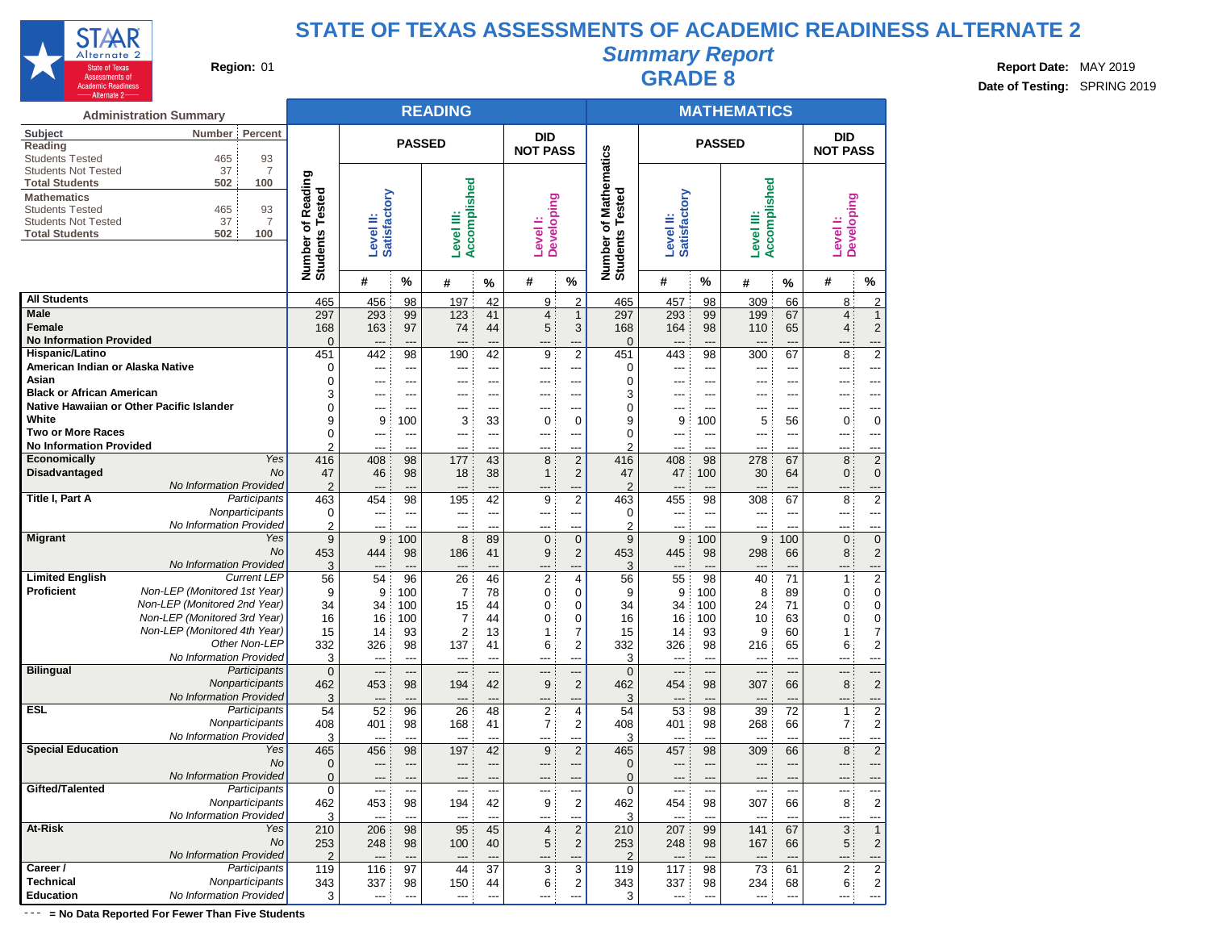# STATE OF TEXAS ASSESSMENTS OF ACADEMIC READINESS ALTERNATE 2

## *Summary Report*

## GRADE 8

**Region:** 01

**Report Date:** MAY 2019

**Date of Testing:** SPRING 2019

**Administration Summary**

| Subject | Number | Percent |
|---|---|---|
| **Reading** | | |
| Students Tested | 465 | 93 |
| Students Not Tested | 37 | 7 |
| **Total Students** | **502** | **100** |
| **Mathematics** | | |
| Students Tested | 465 | 93 |
| Students Not Tested | 37 | 7 |
| **Total Students** | **502** | **100** |

| | | READING | | | | | | | MATHEMATICS | | | | | | |
|---|---|---|---|---|---|---|---|---|---|---|---|---|---|---|---|
| | | | PASSED | | | | DID NOT PASS | | | PASSED | | | | DID NOT PASS | |
| | | Number of Reading Students Tested | Level II: Satisfactory | | Level III: Accomplished | | Level I: Developing | | Number of Mathematics Students Tested | Level II: Satisfactory | | Level III: Accomplished | | Level I: Developing | |
| | | | # | % | # | % | # | % | | # | % | # | % | # | % |
| **All Students** | | 465 | 456 | 98 | 197 | 42 | 9 | 2 | 465 | 457 | 98 | 309 | 66 | 8 | 2 |
| **Male** | | 297 | 293 | 99 | 123 | 41 | 4 | 1 | 297 | 293 | 99 | 199 | 67 | 4 | 1 |
| **Female** | | 168 | 163 | 97 | 74 | 44 | 5 | 3 | 168 | 164 | 98 | 110 | 65 | 4 | 2 |
| **No Information Provided** | | 0 | --- | --- | --- | --- | --- | --- | 0 | --- | --- | --- | --- | --- | --- |
| **Hispanic/Latino** | | 451 | 442 | 98 | 190 | 42 | 9 | 2 | 451 | 443 | 98 | 300 | 67 | 8 | 2 |
| **American Indian or Alaska Native** | | 0 | --- | --- | --- | --- | --- | --- | 0 | --- | --- | --- | --- | --- | --- |
| **Asian** | | 0 | --- | --- | --- | --- | --- | --- | 0 | --- | --- | --- | --- | --- | --- |
| **Black or African American** | | 3 | --- | --- | --- | --- | --- | --- | 3 | --- | --- | --- | --- | --- | --- |
| **Native Hawaiian or Other Pacific Islander** | | 0 | --- | --- | --- | --- | --- | --- | 0 | --- | --- | --- | --- | --- | --- |
| **White** | | 9 | 9 | 100 | 3 | 33 | 0 | 0 | 9 | 9 | 100 | 5 | 56 | 0 | 0 |
| **Two or More Races** | | 0 | --- | --- | --- | --- | --- | --- | 0 | --- | --- | --- | --- | --- | --- |
| **No Information Provided** | | 2 | --- | --- | --- | --- | --- | --- | 2 | --- | --- | --- | --- | --- | --- |
| **Economically Disadvantaged** | *Yes* | 416 | 408 | 98 | 177 | 43 | 8 | 2 | 416 | 408 | 98 | 278 | 67 | 8 | 2 |
| | *No* | 47 | 46 | 98 | 18 | 38 | 1 | 2 | 47 | 47 | 100 | 30 | 64 | 0 | 0 |
| | *No Information Provided* | 2 | --- | --- | --- | --- | --- | --- | 2 | --- | --- | --- | --- | --- | --- |
| **Title I, Part A** | *Participants* | 463 | 454 | 98 | 195 | 42 | 9 | 2 | 463 | 455 | 98 | 308 | 67 | 8 | 2 |
| | *Nonparticipants* | 0 | --- | --- | --- | --- | --- | --- | 0 | --- | --- | --- | --- | --- | --- |
| | *No Information Provided* | 2 | --- | --- | --- | --- | --- | --- | 2 | --- | --- | --- | --- | --- | --- |
| **Migrant** | *Yes* | 9 | 9 | 100 | 8 | 89 | 0 | 0 | 9 | 9 | 100 | 9 | 100 | 0 | 0 |
| | *No* | 453 | 444 | 98 | 186 | 41 | 9 | 2 | 453 | 445 | 98 | 298 | 66 | 8 | 2 |
| | *No Information Provided* | 3 | --- | --- | --- | --- | --- | --- | 3 | --- | --- | --- | --- | --- | --- |
| **Limited English Proficient** | *Current LEP* | 56 | 54 | 96 | 26 | 46 | 2 | 4 | 56 | 55 | 98 | 40 | 71 | 1 | 2 |
| | *Non-LEP (Monitored 1st Year)* | 9 | 9 | 100 | 7 | 78 | 0 | 0 | 9 | 9 | 100 | 8 | 89 | 0 | 0 |
| | *Non-LEP (Monitored 2nd Year)* | 34 | 34 | 100 | 15 | 44 | 0 | 0 | 34 | 34 | 100 | 24 | 71 | 0 | 0 |
| | *Non-LEP (Monitored 3rd Year)* | 16 | 16 | 100 | 7 | 44 | 0 | 0 | 16 | 16 | 100 | 10 | 63 | 0 | 0 |
| | *Non-LEP (Monitored 4th Year)* | 15 | 14 | 93 | 2 | 13 | 1 | 7 | 15 | 14 | 93 | 9 | 60 | 1 | 7 |
| | *Other Non-LEP* | 332 | 326 | 98 | 137 | 41 | 6 | 2 | 332 | 326 | 98 | 216 | 65 | 6 | 2 |
| | *No Information Provided* | 3 | --- | --- | --- | --- | --- | --- | 3 | --- | --- | --- | --- | --- | --- |
| **Bilingual** | *Participants* | 0 | --- | --- | --- | --- | --- | --- | 0 | --- | --- | --- | --- | --- | --- |
| | *Nonparticipants* | 462 | 453 | 98 | 194 | 42 | 9 | 2 | 462 | 454 | 98 | 307 | 66 | 8 | 2 |
| | *No Information Provided* | 3 | --- | --- | --- | --- | --- | --- | 3 | --- | --- | --- | --- | --- | --- |
| **ESL** | *Participants* | 54 | 52 | 96 | 26 | 48 | 2 | 4 | 54 | 53 | 98 | 39 | 72 | 1 | 2 |
| | *Nonparticipants* | 408 | 401 | 98 | 168 | 41 | 7 | 2 | 408 | 401 | 98 | 268 | 66 | 7 | 2 |
| | *No Information Provided* | 3 | --- | --- | --- | --- | --- | --- | 3 | --- | --- | --- | --- | --- | --- |
| **Special Education** | *Yes* | 465 | 456 | 98 | 197 | 42 | 9 | 2 | 465 | 457 | 98 | 309 | 66 | 8 | 2 |
| | *No* | 0 | --- | --- | --- | --- | --- | --- | 0 | --- | --- | --- | --- | --- | --- |
| | *No Information Provided* | 0 | --- | --- | --- | --- | --- | --- | 0 | --- | --- | --- | --- | --- | --- |
| **Gifted/Talented** | *Participants* | 0 | --- | --- | --- | --- | --- | --- | 0 | --- | --- | --- | --- | --- | --- |
| | *Nonparticipants* | 462 | 453 | 98 | 194 | 42 | 9 | 2 | 462 | 454 | 98 | 307 | 66 | 8 | 2 |
| | *No Information Provided* | 3 | --- | --- | --- | --- | --- | --- | 3 | --- | --- | --- | --- | --- | --- |
| **At-Risk** | *Yes* | 210 | 206 | 98 | 95 | 45 | 4 | 2 | 210 | 207 | 99 | 141 | 67 | 3 | 1 |
| | *No* | 253 | 248 | 98 | 100 | 40 | 5 | 2 | 253 | 248 | 98 | 167 | 66 | 5 | 2 |
| | *No Information Provided* | 2 | --- | --- | --- | --- | --- | --- | 2 | --- | --- | --- | --- | --- | --- |
| **Career / Technical Education** | *Participants* | 119 | 116 | 97 | 44 | 37 | 3 | 3 | 119 | 117 | 98 | 73 | 61 | 2 | 2 |
| | *Nonparticipants* | 343 | 337 | 98 | 150 | 44 | 6 | 2 | 343 | 337 | 98 | 234 | 68 | 6 | 2 |
| | *No Information Provided* | 3 | --- | --- | --- | --- | --- | --- | 3 | --- | --- | --- | --- | --- | --- |

--- = No Data Reported For Fewer Than Five Students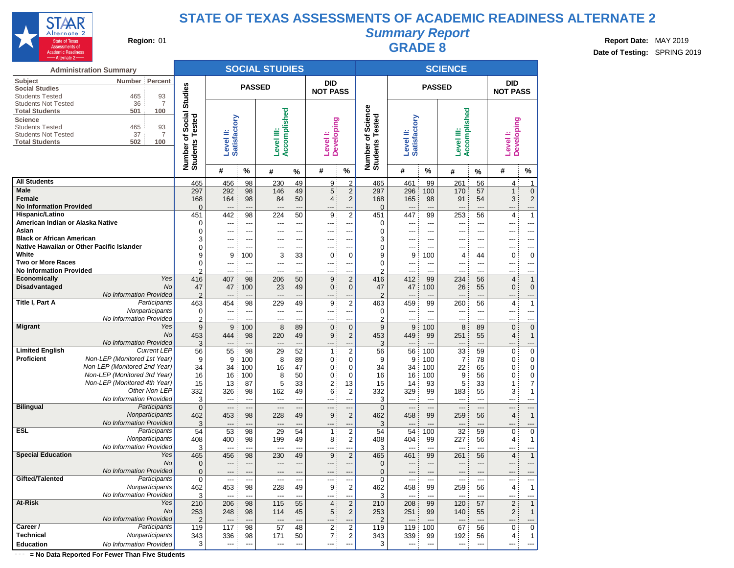# STATE OF TEXAS ASSESSMENTS OF ACADEMIC READINESS ALTERNATE 2

## *Summary Report*

## GRADE 8

STAAR Alternate 2 — State of Texas Assessments of Academic Readiness — Alternate 2

**Region:** 01

**Report Date:** MAY 2019
**Date of Testing:** SPRING 2019

### Administration Summary

| Subject | Number | Percent |
|---|---|---|
| **Social Studies** | | |
| Students Tested | 465 | 93 |
| Students Not Tested | 36 | 7 |
| **Total Students** | **501** | **100** |
| **Science** | | |
| Students Tested | 465 | 93 |
| Students Not Tested | 37 | 7 |
| **Total Students** | **502** | **100** |

| | | SOCIAL STUDIES | | | | | | | SCIENCE | | | | | | |
|---|---|---|---|---|---|---|---|---|---|---|---|---|---|---|---|
| | | | PASSED | | | | DID NOT PASS | | | PASSED | | | | DID NOT PASS | |
| | | Number of Social Studies Students Tested | Level II: Satisfactory | | Level III: Accomplished | | Level I: Developing | | Number of Science Students Tested | Level II: Satisfactory | | Level III: Accomplished | | Level I: Developing | |
| | | | # | % | # | % | # | % | | # | % | # | % | # | % |
| **All Students** | | 465 | 456 | 98 | 230 | 49 | 9 | 2 | 465 | 461 | 99 | 261 | 56 | 4 | 1 |
| **Male** | | 297 | 292 | 98 | 146 | 49 | 5 | 2 | 297 | 296 | 100 | 170 | 57 | 1 | 0 |
| **Female** | | 168 | 164 | 98 | 84 | 50 | 4 | 2 | 168 | 165 | 98 | 91 | 54 | 3 | 2 |
| **No Information Provided** | | 0 | --- | --- | --- | --- | --- | --- | 0 | --- | --- | --- | --- | --- | --- |
| **Hispanic/Latino** | | 451 | 442 | 98 | 224 | 50 | 9 | 2 | 451 | 447 | 99 | 253 | 56 | 4 | 1 |
| **American Indian or Alaska Native** | | 0 | --- | --- | --- | --- | --- | --- | 0 | --- | --- | --- | --- | --- | --- |
| **Asian** | | 0 | --- | --- | --- | --- | --- | --- | 0 | --- | --- | --- | --- | --- | --- |
| **Black or African American** | | 3 | --- | --- | --- | --- | --- | --- | 3 | --- | --- | --- | --- | --- | --- |
| **Native Hawaiian or Other Pacific Islander** | | 0 | --- | --- | --- | --- | --- | --- | 0 | --- | --- | --- | --- | --- | --- |
| **White** | | 9 | 9 | 100 | 3 | 33 | 0 | 0 | 9 | 9 | 100 | 4 | 44 | 0 | 0 |
| **Two or More Races** | | 0 | --- | --- | --- | --- | --- | --- | 0 | --- | --- | --- | --- | --- | --- |
| **No Information Provided** | | 2 | --- | --- | --- | --- | --- | --- | 2 | --- | --- | --- | --- | --- | --- |
| **Economically Disadvantaged** | *Yes* | 416 | 407 | 98 | 206 | 50 | 9 | 2 | 416 | 412 | 99 | 234 | 56 | 4 | 1 |
| | *No* | 47 | 47 | 100 | 23 | 49 | 0 | 0 | 47 | 47 | 100 | 26 | 55 | 0 | 0 |
| | *No Information Provided* | 2 | --- | --- | --- | --- | --- | --- | 2 | --- | --- | --- | --- | --- | --- |
| **Title I, Part A** | *Participants* | 463 | 454 | 98 | 229 | 49 | 9 | 2 | 463 | 459 | 99 | 260 | 56 | 4 | 1 |
| | *Nonparticipants* | 0 | --- | --- | --- | --- | --- | --- | 0 | --- | --- | --- | --- | --- | --- |
| | *No Information Provided* | 2 | --- | --- | --- | --- | --- | --- | 2 | --- | --- | --- | --- | --- | --- |
| **Migrant** | *Yes* | 9 | 9 | 100 | 8 | 89 | 0 | 0 | 9 | 9 | 100 | 8 | 89 | 0 | 0 |
| | *No* | 453 | 444 | 98 | 220 | 49 | 9 | 2 | 453 | 449 | 99 | 251 | 55 | 4 | 1 |
| | *No Information Provided* | 3 | --- | --- | --- | --- | --- | --- | 3 | --- | --- | --- | --- | --- | --- |
| **Limited English Proficient** | *Current LEP* | 56 | 55 | 98 | 29 | 52 | 1 | 2 | 56 | 56 | 100 | 33 | 59 | 0 | 0 |
| | *Non-LEP (Monitored 1st Year)* | 9 | 9 | 100 | 8 | 89 | 0 | 0 | 9 | 9 | 100 | 7 | 78 | 0 | 0 |
| | *Non-LEP (Monitored 2nd Year)* | 34 | 34 | 100 | 16 | 47 | 0 | 0 | 34 | 34 | 100 | 22 | 65 | 0 | 0 |
| | *Non-LEP (Monitored 3rd Year)* | 16 | 16 | 100 | 8 | 50 | 0 | 0 | 16 | 16 | 100 | 9 | 56 | 0 | 0 |
| | *Non-LEP (Monitored 4th Year)* | 15 | 13 | 87 | 5 | 33 | 2 | 13 | 15 | 14 | 93 | 5 | 33 | 1 | 7 |
| | *Other Non-LEP* | 332 | 326 | 98 | 162 | 49 | 6 | 2 | 332 | 329 | 99 | 183 | 55 | 3 | 1 |
| | *No Information Provided* | 3 | --- | --- | --- | --- | --- | --- | 3 | --- | --- | --- | --- | --- | --- |
| **Bilingual** | *Participants* | 0 | --- | --- | --- | --- | --- | --- | 0 | --- | --- | --- | --- | --- | --- |
| | *Nonparticipants* | 462 | 453 | 98 | 228 | 49 | 9 | 2 | 462 | 458 | 99 | 259 | 56 | 4 | 1 |
| | *No Information Provided* | 3 | --- | --- | --- | --- | --- | --- | 3 | --- | --- | --- | --- | --- | --- |
| **ESL** | *Participants* | 54 | 53 | 98 | 29 | 54 | 1 | 2 | 54 | 54 | 100 | 32 | 59 | 0 | 0 |
| | *Nonparticipants* | 408 | 400 | 98 | 199 | 49 | 8 | 2 | 408 | 404 | 99 | 227 | 56 | 4 | 1 |
| | *No Information Provided* | 3 | --- | --- | --- | --- | --- | --- | 3 | --- | --- | --- | --- | --- | --- |
| **Special Education** | *Yes* | 465 | 456 | 98 | 230 | 49 | 9 | 2 | 465 | 461 | 99 | 261 | 56 | 4 | 1 |
| | *No* | 0 | --- | --- | --- | --- | --- | --- | 0 | --- | --- | --- | --- | --- | --- |
| | *No Information Provided* | 0 | --- | --- | --- | --- | --- | --- | 0 | --- | --- | --- | --- | --- | --- |
| **Gifted/Talented** | *Participants* | 0 | --- | --- | --- | --- | --- | --- | 0 | --- | --- | --- | --- | --- | --- |
| | *Nonparticipants* | 462 | 453 | 98 | 228 | 49 | 9 | 2 | 462 | 458 | 99 | 259 | 56 | 4 | 1 |
| | *No Information Provided* | 3 | --- | --- | --- | --- | --- | --- | 3 | --- | --- | --- | --- | --- | --- |
| **At-Risk** | *Yes* | 210 | 206 | 98 | 115 | 55 | 4 | 2 | 210 | 208 | 99 | 120 | 57 | 2 | 1 |
| | *No* | 253 | 248 | 98 | 114 | 45 | 5 | 2 | 253 | 251 | 99 | 140 | 55 | 2 | 1 |
| | *No Information Provided* | 2 | --- | --- | --- | --- | --- | --- | 2 | --- | --- | --- | --- | --- | --- |
| **Career / Technical Education** | *Participants* | 119 | 117 | 98 | 57 | 48 | 2 | 2 | 119 | 119 | 100 | 67 | 56 | 0 | 0 |
| | *Nonparticipants* | 343 | 336 | 98 | 171 | 50 | 7 | 2 | 343 | 339 | 99 | 192 | 56 | 4 | 1 |
| | *No Information Provided* | 3 | --- | --- | --- | --- | --- | --- | 3 | --- | --- | --- | --- | --- | --- |

**--- = No Data Reported For Fewer Than Five Students**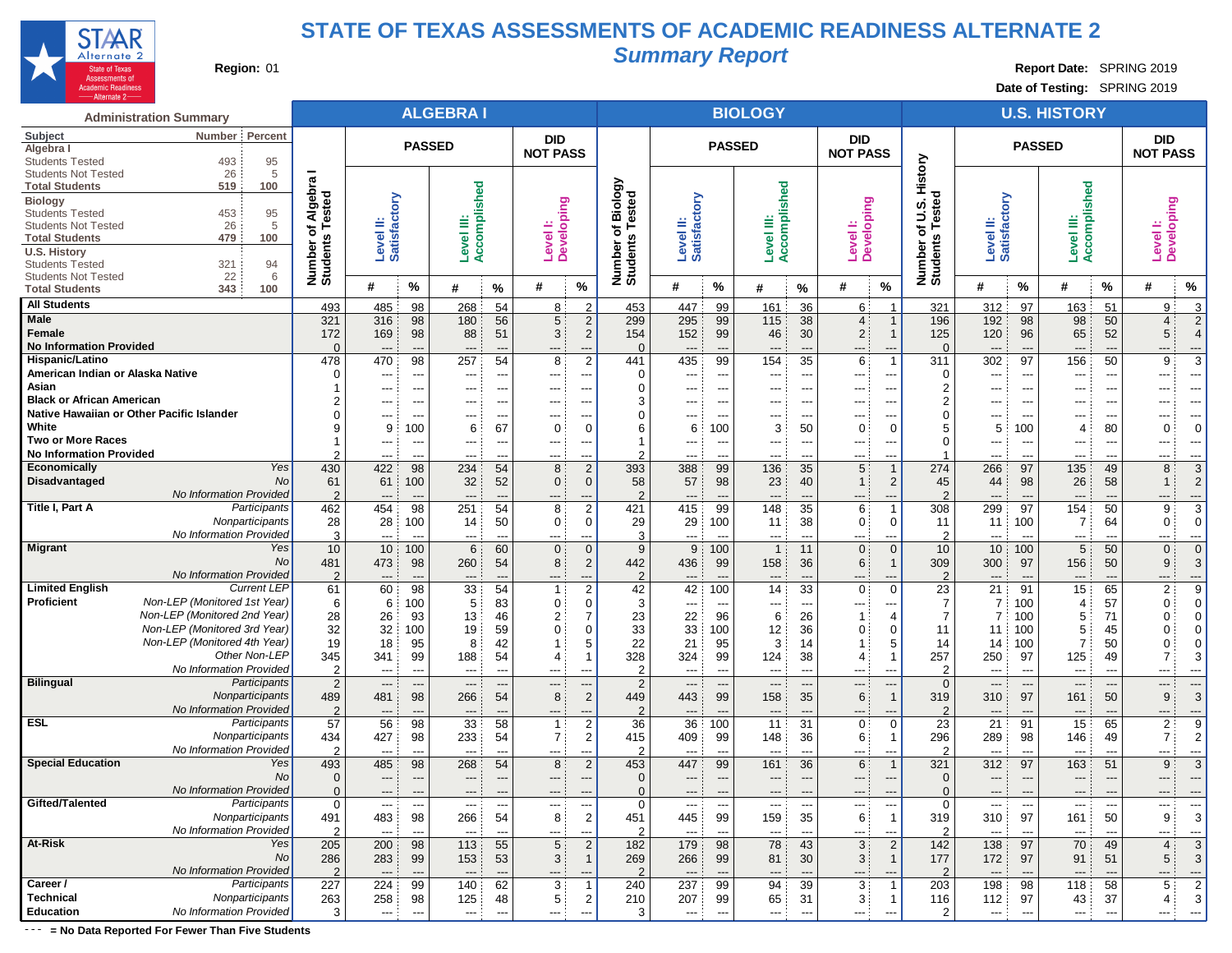# STATE OF TEXAS ASSESSMENTS OF ACADEMIC READINESS ALTERNATE 2

## *Summary Report*

**Region:** 01

**Report Date:** SPRING 2019

**Date of Testing:** SPRING 2019

### Administration Summary

| Subject | Number | Percent |
|---|---|---|
| **Algebra I** | | |
| Students Tested | 493 | 95 |
| Students Not Tested | 26 | 5 |
| **Total Students** | **519** | **100** |
| **Biology** | | |
| Students Tested | 453 | 95 |
| Students Not Tested | 26 | 5 |
| **Total Students** | **479** | **100** |
| **U.S. History** | | |
| Students Tested | 321 | 94 |
| Students Not Tested | 22 | 6 |
| **Total Students** | **343** | **100** |

| | | ALGEBRA I | | | | | | | BIOLOGY | | | | | | | U.S. HISTORY | | | | | | |
|---|---|---|---|---|---|---|---|---|---|---|---|---|---|---|---|---|---|---|---|---|---|---|
| | | | PASSED | | | | DID NOT PASS | | | PASSED | | | | DID NOT PASS | | | PASSED | | | | DID NOT PASS | |
| | | Number of Algebra I Students Tested | Level II: Satisfactory | | Level III: Accomplished | | Level I: Developing | | Number of Biology Students Tested | Level II: Satisfactory | | Level III: Accomplished | | Level I: Developing | | Number of U.S. History Students Tested | Level II: Satisfactory | | Level III: Accomplished | | Level I: Developing | |
| | | | # | % | # | % | # | % | | # | % | # | % | # | % | | # | % | # | % | # | % |
| **All Students** | | 493 | 485 | 98 | 268 | 54 | 8 | 2 | 453 | 447 | 99 | 161 | 36 | 6 | 1 | 321 | 312 | 97 | 163 | 51 | 9 | 3 |
| **Male** | | 321 | 316 | 98 | 180 | 56 | 5 | 2 | 299 | 295 | 99 | 115 | 38 | 4 | 1 | 196 | 192 | 98 | 98 | 50 | 4 | 2 |
| **Female** | | 172 | 169 | 98 | 88 | 51 | 3 | 2 | 154 | 152 | 99 | 46 | 30 | 2 | 1 | 125 | 120 | 96 | 65 | 52 | 5 | 4 |
| **No Information Provided** | | 0 | --- | --- | --- | --- | --- | --- | 0 | --- | --- | --- | --- | --- | --- | 0 | --- | --- | --- | --- | --- | --- |
| **Hispanic/Latino** | | 478 | 470 | 98 | 257 | 54 | 8 | 2 | 441 | 435 | 99 | 154 | 35 | 6 | 1 | 311 | 302 | 97 | 156 | 50 | 9 | 3 |
| **American Indian or Alaska Native** | | 0 | --- | --- | --- | --- | --- | --- | 0 | --- | --- | --- | --- | --- | --- | 0 | --- | --- | --- | --- | --- | --- |
| **Asian** | | 1 | --- | --- | --- | --- | --- | --- | 0 | --- | --- | --- | --- | --- | --- | 2 | --- | --- | --- | --- | --- | --- |
| **Black or African American** | | 2 | --- | --- | --- | --- | --- | --- | 3 | --- | --- | --- | --- | --- | --- | 2 | --- | --- | --- | --- | --- | --- |
| **Native Hawaiian or Other Pacific Islander** | | 0 | --- | --- | --- | --- | --- | --- | 0 | --- | --- | --- | --- | --- | --- | 0 | --- | --- | --- | --- | --- | --- |
| **White** | | 9 | 9 | 100 | 6 | 67 | 0 | 0 | 6 | 6 | 100 | 3 | 50 | 0 | 0 | 5 | 5 | 100 | 4 | 80 | 0 | 0 |
| **Two or More Races** | | 1 | --- | --- | --- | --- | --- | --- | 1 | --- | --- | --- | --- | --- | --- | 0 | --- | --- | --- | --- | --- | --- |
| **No Information Provided** | | 2 | --- | --- | --- | --- | --- | --- | 2 | --- | --- | --- | --- | --- | --- | 1 | --- | --- | --- | --- | --- | --- |
| **Economically Disadvantaged** | *Yes* | 430 | 422 | 98 | 234 | 54 | 8 | 2 | 393 | 388 | 99 | 136 | 35 | 5 | 1 | 274 | 266 | 97 | 135 | 49 | 8 | 3 |
| | *No* | 61 | 61 | 100 | 32 | 52 | 0 | 0 | 58 | 57 | 98 | 23 | 40 | 1 | 2 | 45 | 44 | 98 | 26 | 58 | 1 | 2 |
| | *No Information Provided* | 2 | --- | --- | --- | --- | --- | --- | 2 | --- | --- | --- | --- | --- | --- | 2 | --- | --- | --- | --- | --- | --- |
| **Title I, Part A** | *Participants* | 462 | 454 | 98 | 251 | 54 | 8 | 2 | 421 | 415 | 99 | 148 | 35 | 6 | 1 | 308 | 299 | 97 | 154 | 50 | 9 | 3 |
| | *Nonparticipants* | 28 | 28 | 100 | 14 | 50 | 0 | 0 | 29 | 29 | 100 | 11 | 38 | 0 | 0 | 11 | 11 | 100 | 7 | 64 | 0 | 0 |
| | *No Information Provided* | 3 | --- | --- | --- | --- | --- | --- | 3 | --- | --- | --- | --- | --- | --- | 2 | --- | --- | --- | --- | --- | --- |
| **Migrant** | *Yes* | 10 | 10 | 100 | 6 | 60 | 0 | 0 | 9 | 9 | 100 | 1 | 11 | 0 | 0 | 10 | 10 | 100 | 5 | 50 | 0 | 0 |
| | *No* | 481 | 473 | 98 | 260 | 54 | 8 | 2 | 442 | 436 | 99 | 158 | 36 | 6 | 1 | 309 | 300 | 97 | 156 | 50 | 9 | 3 |
| | *No Information Provided* | 2 | --- | --- | --- | --- | --- | --- | 2 | --- | --- | --- | --- | --- | --- | 2 | --- | --- | --- | --- | --- | --- |
| **Limited English Proficient** | *Current LEP* | 61 | 60 | 98 | 33 | 54 | 1 | 2 | 42 | 42 | 100 | 14 | 33 | 0 | 0 | 23 | 21 | 91 | 15 | 65 | 2 | 9 |
| | *Non-LEP (Monitored 1st Year)* | 6 | 6 | 100 | 5 | 83 | 0 | 0 | 3 | --- | --- | --- | --- | --- | --- | 7 | 7 | 100 | 4 | 57 | 0 | 0 |
| | *Non-LEP (Monitored 2nd Year)* | 28 | 26 | 93 | 13 | 46 | 2 | 7 | 23 | 22 | 96 | 6 | 26 | 1 | 4 | 7 | 7 | 100 | 5 | 71 | 0 | 0 |
| | *Non-LEP (Monitored 3rd Year)* | 32 | 32 | 100 | 19 | 59 | 0 | 0 | 33 | 33 | 100 | 12 | 36 | 0 | 0 | 11 | 11 | 100 | 5 | 45 | 0 | 0 |
| | *Non-LEP (Monitored 4th Year)* | 19 | 18 | 95 | 8 | 42 | 1 | 5 | 22 | 21 | 95 | 3 | 14 | 1 | 5 | 14 | 14 | 100 | 7 | 50 | 0 | 0 |
| | *Other Non-LEP* | 345 | 341 | 99 | 188 | 54 | 4 | 1 | 328 | 324 | 99 | 124 | 38 | 4 | 1 | 257 | 250 | 97 | 125 | 49 | 7 | 3 |
| | *No Information Provided* | 2 | --- | --- | --- | --- | --- | --- | 2 | --- | --- | --- | --- | --- | --- | 2 | --- | --- | --- | --- | --- | --- |
| **Bilingual** | *Participants* | 2 | --- | --- | --- | --- | --- | --- | 2 | --- | --- | --- | --- | --- | --- | 0 | --- | --- | --- | --- | --- | --- |
| | *Nonparticipants* | 489 | 481 | 98 | 266 | 54 | 8 | 2 | 449 | 443 | 99 | 158 | 35 | 6 | 1 | 319 | 310 | 97 | 161 | 50 | 9 | 3 |
| | *No Information Provided* | 2 | --- | --- | --- | --- | --- | --- | 2 | --- | --- | --- | --- | --- | --- | 2 | --- | --- | --- | --- | --- | --- |
| **ESL** | *Participants* | 57 | 56 | 98 | 33 | 58 | 1 | 2 | 36 | 36 | 100 | 11 | 31 | 0 | 0 | 23 | 21 | 91 | 15 | 65 | 2 | 9 |
| | *Nonparticipants* | 434 | 427 | 98 | 233 | 54 | 7 | 2 | 415 | 409 | 99 | 148 | 36 | 6 | 1 | 296 | 289 | 98 | 146 | 49 | 7 | 2 |
| | *No Information Provided* | 2 | --- | --- | --- | --- | --- | --- | 2 | --- | --- | --- | --- | --- | --- | 2 | --- | --- | --- | --- | --- | --- |
| **Special Education** | *Yes* | 493 | 485 | 98 | 268 | 54 | 8 | 2 | 453 | 447 | 99 | 161 | 36 | 6 | 1 | 321 | 312 | 97 | 163 | 51 | 9 | 3 |
| | *No* | 0 | --- | --- | --- | --- | --- | --- | 0 | --- | --- | --- | --- | --- | --- | 0 | --- | --- | --- | --- | --- | --- |
| | *No Information Provided* | 0 | --- | --- | --- | --- | --- | --- | 0 | --- | --- | --- | --- | --- | --- | 0 | --- | --- | --- | --- | --- | --- |
| **Gifted/Talented** | *Participants* | 0 | --- | --- | --- | --- | --- | --- | 0 | --- | --- | --- | --- | --- | --- | 0 | --- | --- | --- | --- | --- | --- |
| | *Nonparticipants* | 491 | 483 | 98 | 266 | 54 | 8 | 2 | 451 | 445 | 99 | 159 | 35 | 6 | 1 | 319 | 310 | 97 | 161 | 50 | 9 | 3 |
| | *No Information Provided* | 2 | --- | --- | --- | --- | --- | --- | 2 | --- | --- | --- | --- | --- | --- | 2 | --- | --- | --- | --- | --- | --- |
| **At-Risk** | *Yes* | 205 | 200 | 98 | 113 | 55 | 5 | 2 | 182 | 179 | 98 | 78 | 43 | 3 | 2 | 142 | 138 | 97 | 70 | 49 | 4 | 3 |
| | *No* | 286 | 283 | 99 | 153 | 53 | 3 | 1 | 269 | 266 | 99 | 81 | 30 | 3 | 1 | 177 | 172 | 97 | 91 | 51 | 5 | 3 |
| | *No Information Provided* | 2 | --- | --- | --- | --- | --- | --- | 2 | --- | --- | --- | --- | --- | --- | 2 | --- | --- | --- | --- | --- | --- |
| **Career / Technical Education** | *Participants* | 227 | 224 | 99 | 140 | 62 | 3 | 1 | 240 | 237 | 99 | 94 | 39 | 3 | 1 | 203 | 198 | 98 | 118 | 58 | 5 | 2 |
| | *Nonparticipants* | 263 | 258 | 98 | 125 | 48 | 5 | 2 | 210 | 207 | 99 | 65 | 31 | 3 | 1 | 116 | 112 | 97 | 43 | 37 | 4 | 3 |
| | *No Information Provided* | 3 | --- | --- | --- | --- | --- | --- | 3 | --- | --- | --- | --- | --- | --- | 2 | --- | --- | --- | --- | --- | --- |

--- **= No Data Reported For Fewer Than Five Students**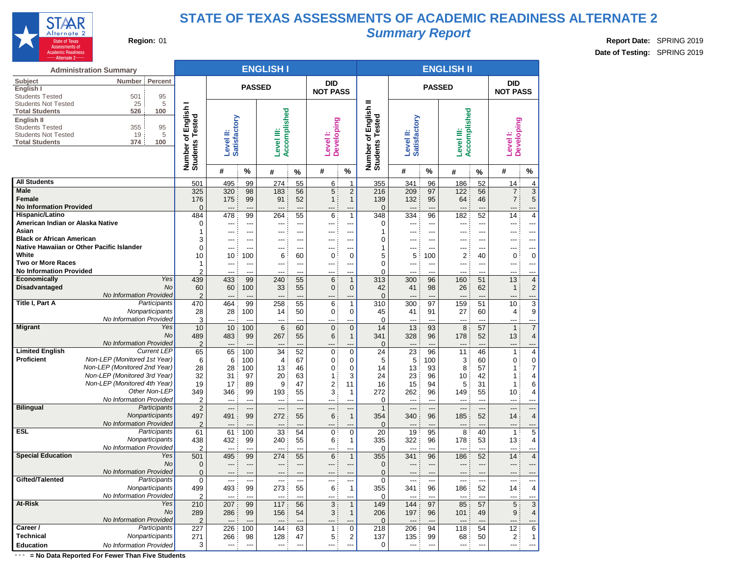# STATE OF TEXAS ASSESSMENTS OF ACADEMIC READINESS ALTERNATE 2

## *Summary Report*

**Region:** 01

**Report Date:** SPRING 2019

**Date of Testing:** SPRING 2019

### Administration Summary

| Subject | Number | Percent |
|---|---|---|
| **English I** | | |
| Students Tested | 501 | 95 |
| Students Not Tested | 25 | 5 |
| **Total Students** | **526** | **100** |
| **English II** | | |
| Students Tested | 355 | 95 |
| Students Not Tested | 19 | 5 |
| **Total Students** | **374** | **100** |

| | | ENGLISH I | | | | | | | ENGLISH II | | | | | | |
|---|---|---|---|---|---|---|---|---|---|---|---|---|---|---|---|
| | | | PASSED | | | | DID NOT PASS | | | PASSED | | | | DID NOT PASS | |
| | | Number of English I Students Tested | Level II: Satisfactory | | Level III: Accomplished | | Level I: Developing | | Number of English II Students Tested | Level II: Satisfactory | | Level III: Accomplished | | Level I: Developing | |
| | | | # | % | # | % | # | % | | # | % | # | % | # | % |
| **All Students** | | 501 | 495 | 99 | 274 | 55 | 6 | 1 | 355 | 341 | 96 | 186 | 52 | 14 | 4 |
| **Male** | | 325 | 320 | 98 | 183 | 56 | 5 | 2 | 216 | 209 | 97 | 122 | 56 | 7 | 3 |
| **Female** | | 176 | 175 | 99 | 91 | 52 | 1 | 1 | 139 | 132 | 95 | 64 | 46 | 7 | 5 |
| **No Information Provided** | | 0 | --- | --- | --- | --- | --- | --- | 0 | --- | --- | --- | --- | --- | --- |
| **Hispanic/Latino** | | 484 | 478 | 99 | 264 | 55 | 6 | 1 | 348 | 334 | 96 | 182 | 52 | 14 | 4 |
| **American Indian or Alaska Native** | | 0 | --- | --- | --- | --- | --- | --- | 0 | --- | --- | --- | --- | --- | --- |
| **Asian** | | 1 | --- | --- | --- | --- | --- | --- | 1 | --- | --- | --- | --- | --- | --- |
| **Black or African American** | | 3 | --- | --- | --- | --- | --- | --- | 0 | --- | --- | --- | --- | --- | --- |
| **Native Hawaiian or Other Pacific Islander** | | 0 | --- | --- | --- | --- | --- | --- | 1 | --- | --- | --- | --- | --- | --- |
| **White** | | 10 | 10 | 100 | 6 | 60 | 0 | 0 | 5 | 5 | 100 | 2 | 40 | 0 | 0 |
| **Two or More Races** | | 1 | --- | --- | --- | --- | --- | --- | 0 | --- | --- | --- | --- | --- | --- |
| **No Information Provided** | | 2 | --- | --- | --- | --- | --- | --- | 0 | --- | --- | --- | --- | --- | --- |
| **Economically Disadvantaged** | *Yes* | 439 | 433 | 99 | 240 | 55 | 6 | 1 | 313 | 300 | 96 | 160 | 51 | 13 | 4 |
| | *No* | 60 | 60 | 100 | 33 | 55 | 0 | 0 | 42 | 41 | 98 | 26 | 62 | 1 | 2 |
| | *No Information Provided* | 2 | --- | --- | --- | --- | --- | --- | 0 | --- | --- | --- | --- | --- | --- |
| **Title I, Part A** | *Participants* | 470 | 464 | 99 | 258 | 55 | 6 | 1 | 310 | 300 | 97 | 159 | 51 | 10 | 3 |
| | *Nonparticipants* | 28 | 28 | 100 | 14 | 50 | 0 | 0 | 45 | 41 | 91 | 27 | 60 | 4 | 9 |
| | *No Information Provided* | 3 | --- | --- | --- | --- | --- | --- | 0 | --- | --- | --- | --- | --- | --- |
| **Migrant** | *Yes* | 10 | 10 | 100 | 6 | 60 | 0 | 0 | 14 | 13 | 93 | 8 | 57 | 1 | 7 |
| | *No* | 489 | 483 | 99 | 267 | 55 | 6 | 1 | 341 | 328 | 96 | 178 | 52 | 13 | 4 |
| | *No Information Provided* | 2 | --- | --- | --- | --- | --- | --- | 0 | --- | --- | --- | --- | --- | --- |
| **Limited English Proficient** | *Current LEP* | 65 | 65 | 100 | 34 | 52 | 0 | 0 | 24 | 23 | 96 | 11 | 46 | 1 | 4 |
| | *Non-LEP (Monitored 1st Year)* | 6 | 6 | 100 | 4 | 67 | 0 | 0 | 5 | 5 | 100 | 3 | 60 | 0 | 0 |
| | *Non-LEP (Monitored 2nd Year)* | 28 | 28 | 100 | 13 | 46 | 0 | 0 | 14 | 13 | 93 | 8 | 57 | 1 | 7 |
| | *Non-LEP (Monitored 3rd Year)* | 32 | 31 | 97 | 20 | 63 | 1 | 3 | 24 | 23 | 96 | 10 | 42 | 1 | 4 |
| | *Non-LEP (Monitored 4th Year)* | 19 | 17 | 89 | 9 | 47 | 2 | 11 | 16 | 15 | 94 | 5 | 31 | 1 | 6 |
| | *Other Non-LEP* | 349 | 346 | 99 | 193 | 55 | 3 | 1 | 272 | 262 | 96 | 149 | 55 | 10 | 4 |
| | *No Information Provided* | 2 | --- | --- | --- | --- | --- | --- | 0 | --- | --- | --- | --- | --- | --- |
| **Bilingual** | *Participants* | 2 | --- | --- | --- | --- | --- | --- | 1 | --- | --- | --- | --- | --- | --- |
| | *Nonparticipants* | 497 | 491 | 99 | 272 | 55 | 6 | 1 | 354 | 340 | 96 | 185 | 52 | 14 | 4 |
| | *No Information Provided* | 2 | --- | --- | --- | --- | --- | --- | 0 | --- | --- | --- | --- | --- | --- |
| **ESL** | *Participants* | 61 | 61 | 100 | 33 | 54 | 0 | 0 | 20 | 19 | 95 | 8 | 40 | 1 | 5 |
| | *Nonparticipants* | 438 | 432 | 99 | 240 | 55 | 6 | 1 | 335 | 322 | 96 | 178 | 53 | 13 | 4 |
| | *No Information Provided* | 2 | --- | --- | --- | --- | --- | --- | 0 | --- | --- | --- | --- | --- | --- |
| **Special Education** | *Yes* | 501 | 495 | 99 | 274 | 55 | 6 | 1 | 355 | 341 | 96 | 186 | 52 | 14 | 4 |
| | *No* | 0 | --- | --- | --- | --- | --- | --- | 0 | --- | --- | --- | --- | --- | --- |
| | *No Information Provided* | 0 | --- | --- | --- | --- | --- | --- | 0 | --- | --- | --- | --- | --- | --- |
| **Gifted/Talented** | *Participants* | 0 | --- | --- | --- | --- | --- | --- | 0 | --- | --- | --- | --- | --- | --- |
| | *Nonparticipants* | 499 | 493 | 99 | 273 | 55 | 6 | 1 | 355 | 341 | 96 | 186 | 52 | 14 | 4 |
| | *No Information Provided* | 2 | --- | --- | --- | --- | --- | --- | 0 | --- | --- | --- | --- | --- | --- |
| **At-Risk** | *Yes* | 210 | 207 | 99 | 117 | 56 | 3 | 1 | 149 | 144 | 97 | 85 | 57 | 5 | 3 |
| | *No* | 289 | 286 | 99 | 156 | 54 | 3 | 1 | 206 | 197 | 96 | 101 | 49 | 9 | 4 |
| | *No Information Provided* | 2 | --- | --- | --- | --- | --- | --- | 0 | --- | --- | --- | --- | --- | --- |
| **Career / Technical Education** | *Participants* | 227 | 226 | 100 | 144 | 63 | 1 | 0 | 218 | 206 | 94 | 118 | 54 | 12 | 6 |
| | *Nonparticipants* | 271 | 266 | 98 | 128 | 47 | 5 | 2 | 137 | 135 | 99 | 68 | 50 | 2 | 1 |
| | *No Information Provided* | 3 | --- | --- | --- | --- | --- | --- | 0 | --- | --- | --- | --- | --- | --- |

**--- = No Data Reported For Fewer Than Five Students**